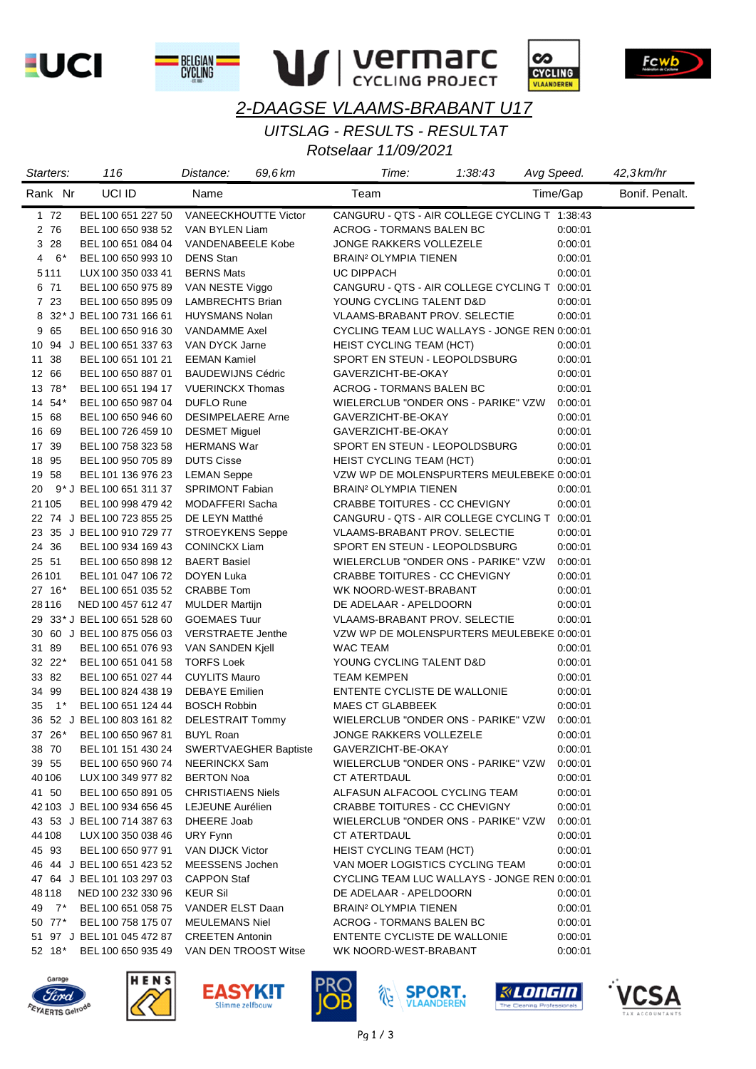# 2-DAAGSE VLAAMS-BRABANT U17

## UITSLAG - RESULTS - RESULTAT

Rotselaar 11/09/2021

| Starters: | 116 | Distance: | 69,6 km | Time: | 1:38:43 | Avg Speed. | 42,3 km/hr |
|---|---|---|---|---|---|---|---|

| Rank | Nr | UCI ID | Name | Team | Time/Gap | Bonif. Penalt. |
|---|---|---|---|---|---|---|
| 1 | 72 | BEL 100 651 227 50 | VANEECKHOUTTE Victor | CANGURU - QTS - AIR COLLEGE CYCLING T | 1:38:43 | |
| 2 | 76 | BEL 100 650 938 52 | VAN BYLEN Liam | ACROG - TORMANS BALEN BC | 0:00:01 | |
| 3 | 28 | BEL 100 651 084 04 | VANDENABEELE Kobe | JONGE RAKKERS VOLLEZELE | 0:00:01 | |
| 4 | 6* | BEL 100 650 993 10 | DENS Stan | BRAIN² OLYMPIA TIENEN | 0:00:01 | |
| 5 | 111 | LUX 100 350 033 41 | BERNS Mats | UC DIPPACH | 0:00:01 | |
| 6 | 71 | BEL 100 650 975 89 | VAN NESTE Viggo | CANGURU - QTS - AIR COLLEGE CYCLING T | 0:00:01 | |
| 7 | 23 | BEL 100 650 895 09 | LAMBRECHTS Brian | YOUNG CYCLING TALENT D&D | 0:00:01 | |
| 8 | 32* J | BEL 100 731 166 61 | HUYSMANS Nolan | VLAAMS-BRABANT PROV. SELECTIE | 0:00:01 | |
| 9 | 65 | BEL 100 650 916 30 | VANDAMME Axel | CYCLING TEAM LUC WALLAYS - JONGE REN | 0:00:01 | |
| 10 | 94 J | BEL 100 651 337 63 | VAN DYCK Jarne | HEIST CYCLING TEAM (HCT) | 0:00:01 | |
| 11 | 38 | BEL 100 651 101 21 | EEMAN Kamiel | SPORT EN STEUN - LEOPOLDSBURG | 0:00:01 | |
| 12 | 66 | BEL 100 650 887 01 | BAUDEWIJNS Cédric | GAVERZICHT-BE-OKAY | 0:00:01 | |
| 13 | 78* | BEL 100 651 194 17 | VUERINCKX Thomas | ACROG - TORMANS BALEN BC | 0:00:01 | |
| 14 | 54* | BEL 100 650 987 04 | DUFLO Rune | WIELERCLUB "ONDER ONS - PARIKE" VZW | 0:00:01 | |
| 15 | 68 | BEL 100 650 946 60 | DESIMPELAERE Arne | GAVERZICHT-BE-OKAY | 0:00:01 | |
| 16 | 69 | BEL 100 726 459 10 | DESMET Miguel | GAVERZICHT-BE-OKAY | 0:00:01 | |
| 17 | 39 | BEL 100 758 323 58 | HERMANS War | SPORT EN STEUN - LEOPOLDSBURG | 0:00:01 | |
| 18 | 95 | BEL 100 950 705 89 | DUTS Cisse | HEIST CYCLING TEAM (HCT) | 0:00:01 | |
| 19 | 58 | BEL 101 136 976 23 | LEMAN Seppe | VZW WP DE MOLENSPURTERS MEULEBEKE | 0:00:01 | |
| 20 | 9* J | BEL 100 651 311 37 | SPRIMONT Fabian | BRAIN² OLYMPIA TIENEN | 0:00:01 | |
| 21 | 105 | BEL 100 998 479 42 | MODAFFERI Sacha | CRABBE TOITURES - CC CHEVIGNY | 0:00:01 | |
| 22 | 74 J | BEL 100 723 855 25 | DE LEYN Matthé | CANGURU - QTS - AIR COLLEGE CYCLING T | 0:00:01 | |
| 23 | 35 J | BEL 100 910 729 77 | STROEYKENS Seppe | VLAAMS-BRABANT PROV. SELECTIE | 0:00:01 | |
| 24 | 36 | BEL 100 934 169 43 | CONINCKX Liam | SPORT EN STEUN - LEOPOLDSBURG | 0:00:01 | |
| 25 | 51 | BEL 100 650 898 12 | BAERT Basiel | WIELERCLUB "ONDER ONS - PARIKE" VZW | 0:00:01 | |
| 26 | 101 | BEL 101 047 106 72 | DOYEN Luka | CRABBE TOITURES - CC CHEVIGNY | 0:00:01 | |
| 27 | 16* | BEL 100 651 035 52 | CRABBE Tom | WK NOORD-WEST-BRABANT | 0:00:01 | |
| 28 | 116 | NED 100 457 612 47 | MULDER Martijn | DE ADELAAR - APELDOORN | 0:00:01 | |
| 29 | 33* J | BEL 100 651 528 60 | GOEMAES Tuur | VLAAMS-BRABANT PROV. SELECTIE | 0:00:01 | |
| 30 | 60 J | BEL 100 875 056 03 | VERSTRAETE Jenthe | VZW WP DE MOLENSPURTERS MEULEBEKE | 0:00:01 | |
| 31 | 89 | BEL 100 651 076 93 | VAN SANDEN Kjell | WAC TEAM | 0:00:01 | |
| 32 | 22* | BEL 100 651 041 58 | TORFS Loek | YOUNG CYCLING TALENT D&D | 0:00:01 | |
| 33 | 82 | BEL 100 651 027 44 | CUYLITS Mauro | TEAM KEMPEN | 0:00:01 | |
| 34 | 99 | BEL 100 824 438 19 | DEBAYE Emilien | ENTENTE CYCLISTE DE WALLONIE | 0:00:01 | |
| 35 | 1* | BEL 100 651 124 44 | BOSCH Robbin | MAES CT GLABBEEK | 0:00:01 | |
| 36 | 52 J | BEL 100 803 161 82 | DELESTRAIT Tommy | WIELERCLUB "ONDER ONS - PARIKE" VZW | 0:00:01 | |
| 37 | 26* | BEL 100 650 967 81 | BUYL Roan | JONGE RAKKERS VOLLEZELE | 0:00:01 | |
| 38 | 70 | BEL 101 151 430 24 | SWERTVAEGHER Baptiste | GAVERZICHT-BE-OKAY | 0:00:01 | |
| 39 | 55 | BEL 100 650 960 74 | NEERINCKX Sam | WIELERCLUB "ONDER ONS - PARIKE" VZW | 0:00:01 | |
| 40 | 106 | LUX 100 349 977 82 | BERTON Noa | CT ATERTDAUL | 0:00:01 | |
| 41 | 50 | BEL 100 650 891 05 | CHRISTIAENS Niels | ALFASUN ALFACOOL CYCLING TEAM | 0:00:01 | |
| 42 | 103 J | BEL 100 934 656 45 | LEJEUNE Aurélien | CRABBE TOITURES - CC CHEVIGNY | 0:00:01 | |
| 43 | 53 J | BEL 100 714 387 63 | DHEERE Joab | WIELERCLUB "ONDER ONS - PARIKE" VZW | 0:00:01 | |
| 44 | 108 | LUX 100 350 038 46 | URY Fynn | CT ATERTDAUL | 0:00:01 | |
| 45 | 93 | BEL 100 650 977 91 | VAN DIJCK Victor | HEIST CYCLING TEAM (HCT) | 0:00:01 | |
| 46 | 44 J | BEL 100 651 423 52 | MEESSENS Jochen | VAN MOER LOGISTICS CYCLING TEAM | 0:00:01 | |
| 47 | 64 J | BEL 101 103 297 03 | CAPPON Staf | CYCLING TEAM LUC WALLAYS - JONGE REN | 0:00:01 | |
| 48 | 118 | NED 100 232 330 96 | KEUR Sil | DE ADELAAR - APELDOORN | 0:00:01 | |
| 49 | 7* | BEL 100 651 058 75 | VANDER ELST Daan | BRAIN² OLYMPIA TIENEN | 0:00:01 | |
| 50 | 77* | BEL 100 758 175 07 | MEULEMANS Niel | ACROG - TORMANS BALEN BC | 0:00:01 | |
| 51 | 97 J | BEL 101 045 472 87 | CREETEN Antonin | ENTENTE CYCLISTE DE WALLONIE | 0:00:01 | |
| 52 | 18* | BEL 100 650 935 49 | VAN DEN TROOST Witse | WK NOORD-WEST-BRABANT | 0:00:01 | |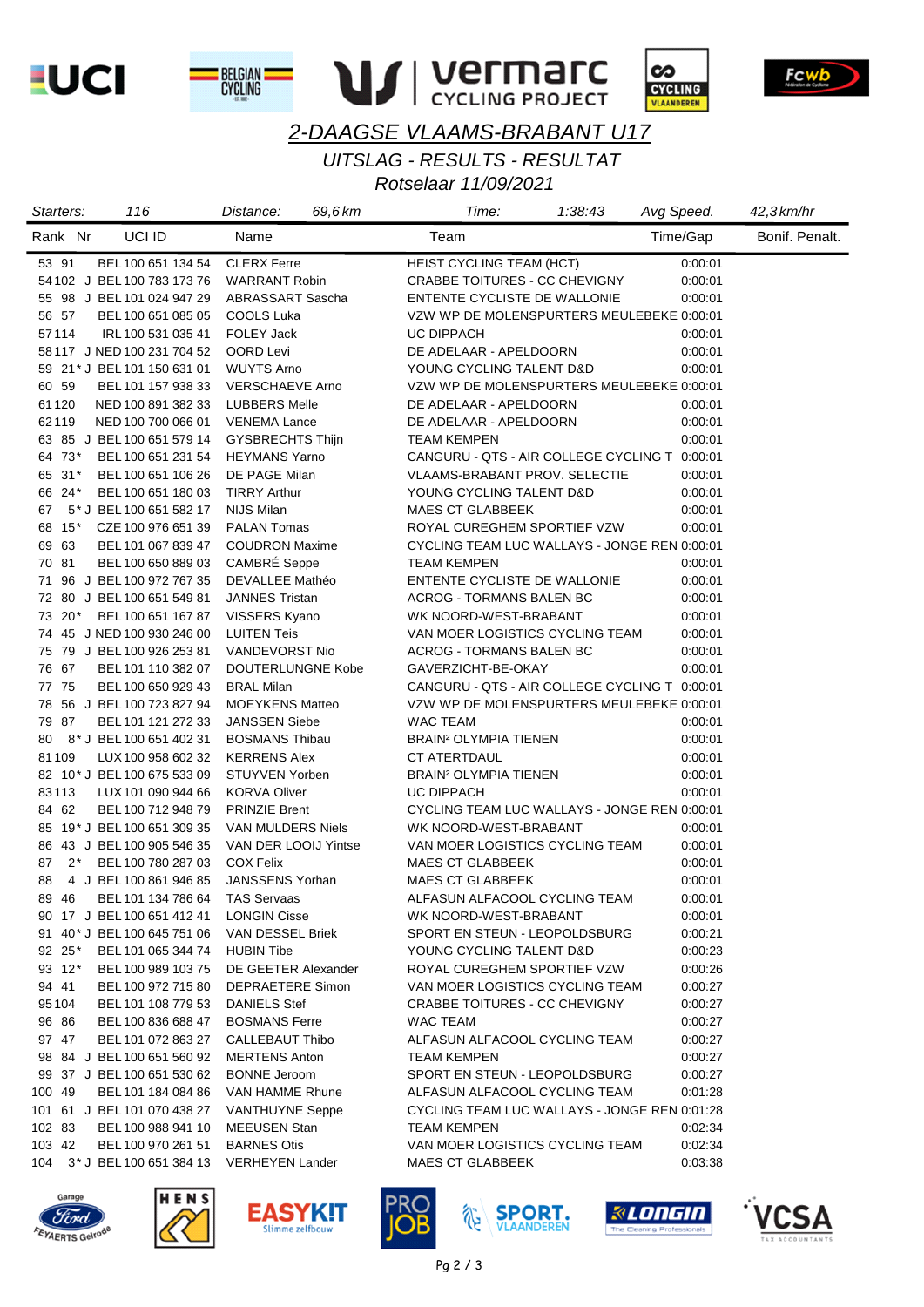## *2-DAAGSE VLAAMS-BRABANT U17*

### *UITSLAG - RESULTS - RESULTAT*

### *Rotselaar 11/09/2021*

| *Starters:* | *116* | *Distance:* | *69,6 km* | *Time:* | *1:38:43* | *Avg Speed.* | *42,3 km/hr* |
|---|---|---|---|---|---|---|---|

| Rank | Nr | | UCI ID | Name | Team | Time/Gap | Bonif. Penalt. |
|---|---|---|---|---|---|---|---|
| 53 | 91 | | BEL 100 651 134 54 | CLERX Ferre | HEIST CYCLING TEAM (HCT) | 0:00:01 | |
| 54 | 102 | J | BEL 100 783 173 76 | WARRANT Robin | CRABBE TOITURES - CC CHEVIGNY | 0:00:01 | |
| 55 | 98 | J | BEL 101 024 947 29 | ABRASSART Sascha | ENTENTE CYCLISTE DE WALLONIE | 0:00:01 | |
| 56 | 57 | | BEL 100 651 085 05 | COOLS Luka | VZW WP DE MOLENSPURTERS MEULEBEKE | 0:00:01 | |
| 57 | 114 | | IRL 100 531 035 41 | FOLEY Jack | UC DIPPACH | 0:00:01 | |
| 58 | 117 | J | NED 100 231 704 52 | OORD Levi | DE ADELAAR - APELDOORN | 0:00:01 | |
| 59 | 21* | J | BEL 101 150 631 01 | WUYTS Arno | YOUNG CYCLING TALENT D&D | 0:00:01 | |
| 60 | 59 | | BEL 101 157 938 33 | VERSCHAEVE Arno | VZW WP DE MOLENSPURTERS MEULEBEKE | 0:00:01 | |
| 61 | 120 | | NED 100 891 382 33 | LUBBERS Melle | DE ADELAAR - APELDOORN | 0:00:01 | |
| 62 | 119 | | NED 100 700 066 01 | VENEMA Lance | DE ADELAAR - APELDOORN | 0:00:01 | |
| 63 | 85 | J | BEL 100 651 579 14 | GYSBRECHTS Thijn | TEAM KEMPEN | 0:00:01 | |
| 64 | 73* | | BEL 100 651 231 54 | HEYMANS Yarno | CANGURU - QTS - AIR COLLEGE CYCLING T | 0:00:01 | |
| 65 | 31* | | BEL 100 651 106 26 | DE PAGE Milan | VLAAMS-BRABANT PROV. SELECTIE | 0:00:01 | |
| 66 | 24* | | BEL 100 651 180 03 | TIRRY Arthur | YOUNG CYCLING TALENT D&D | 0:00:01 | |
| 67 | 5* | J | BEL 100 651 582 17 | NIJS Milan | MAES CT GLABBEEK | 0:00:01 | |
| 68 | 15* | | CZE 100 976 651 39 | PALAN Tomas | ROYAL CUREGHEM SPORTIEF VZW | 0:00:01 | |
| 69 | 63 | | BEL 101 067 839 47 | COUDRON Maxime | CYCLING TEAM LUC WALLAYS - JONGE REN | 0:00:01 | |
| 70 | 81 | | BEL 100 650 889 03 | CAMBRÉ Seppe | TEAM KEMPEN | 0:00:01 | |
| 71 | 96 | J | BEL 100 972 767 35 | DEVALLEE Mathéo | ENTENTE CYCLISTE DE WALLONIE | 0:00:01 | |
| 72 | 80 | J | BEL 100 651 549 81 | JANNES Tristan | ACROG - TORMANS BALEN BC | 0:00:01 | |
| 73 | 20* | | BEL 100 651 167 87 | VISSERS Kyano | WK NOORD-WEST-BRABANT | 0:00:01 | |
| 74 | 45 | J | NED 100 930 246 00 | LUITEN Teis | VAN MOER LOGISTICS CYCLING TEAM | 0:00:01 | |
| 75 | 79 | J | BEL 100 926 253 81 | VANDEVORST Nio | ACROG - TORMANS BALEN BC | 0:00:01 | |
| 76 | 67 | | BEL 101 110 382 07 | DOUTERLUNGNE Kobe | GAVERZICHT-BE-OKAY | 0:00:01 | |
| 77 | 75 | | BEL 100 650 929 43 | BRAL Milan | CANGURU - QTS - AIR COLLEGE CYCLING T | 0:00:01 | |
| 78 | 56 | J | BEL 100 723 827 94 | MOEYKENS Matteo | VZW WP DE MOLENSPURTERS MEULEBEKE | 0:00:01 | |
| 79 | 87 | | BEL 101 121 272 33 | JANSSEN Siebe | WAC TEAM | 0:00:01 | |
| 80 | 8* | J | BEL 100 651 402 31 | BOSMANS Thibau | BRAIN² OLYMPIA TIENEN | 0:00:01 | |
| 81 | 109 | | LUX 100 958 602 32 | KERRENS Alex | CT ATERTDAUL | 0:00:01 | |
| 82 | 10* | J | BEL 100 675 533 09 | STUYVEN Yorben | BRAIN² OLYMPIA TIENEN | 0:00:01 | |
| 83 | 113 | | LUX 101 090 944 66 | KORVA Oliver | UC DIPPACH | 0:00:01 | |
| 84 | 62 | | BEL 100 712 948 79 | PRINZIE Brent | CYCLING TEAM LUC WALLAYS - JONGE REN | 0:00:01 | |
| 85 | 19* | J | BEL 100 651 309 35 | VAN MULDERS Niels | WK NOORD-WEST-BRABANT | 0:00:01 | |
| 86 | 43 | J | BEL 100 905 546 35 | VAN DER LOOIJ Yintse | VAN MOER LOGISTICS CYCLING TEAM | 0:00:01 | |
| 87 | 2* | | BEL 100 780 287 03 | COX Felix | MAES CT GLABBEEK | 0:00:01 | |
| 88 | 4 | J | BEL 100 861 946 85 | JANSSENS Yorhan | MAES CT GLABBEEK | 0:00:01 | |
| 89 | 46 | | BEL 101 134 786 64 | TAS Servaas | ALFASUN ALFACOOL CYCLING TEAM | 0:00:01 | |
| 90 | 17 | J | BEL 100 651 412 41 | LONGIN Cisse | WK NOORD-WEST-BRABANT | 0:00:01 | |
| 91 | 40* | J | BEL 100 645 751 06 | VAN DESSEL Briek | SPORT EN STEUN - LEOPOLDSBURG | 0:00:21 | |
| 92 | 25* | | BEL 101 065 344 74 | HUBIN Tibe | YOUNG CYCLING TALENT D&D | 0:00:23 | |
| 93 | 12* | | BEL 100 989 103 75 | DE GEETER Alexander | ROYAL CUREGHEM SPORTIEF VZW | 0:00:26 | |
| 94 | 41 | | BEL 100 972 715 80 | DEPRAETERE Simon | VAN MOER LOGISTICS CYCLING TEAM | 0:00:27 | |
| 95 | 104 | | BEL 101 108 779 53 | DANIELS Stef | CRABBE TOITURES - CC CHEVIGNY | 0:00:27 | |
| 96 | 86 | | BEL 100 836 688 47 | BOSMANS Ferre | WAC TEAM | 0:00:27 | |
| 97 | 47 | | BEL 101 072 863 27 | CALLEBAUT Thibo | ALFASUN ALFACOOL CYCLING TEAM | 0:00:27 | |
| 98 | 84 | J | BEL 100 651 560 92 | MERTENS Anton | TEAM KEMPEN | 0:00:27 | |
| 99 | 37 | J | BEL 100 651 530 62 | BONNE Jeroom | SPORT EN STEUN - LEOPOLDSBURG | 0:00:27 | |
| 100 | 49 | | BEL 101 184 084 86 | VAN HAMME Rhune | ALFASUN ALFACOOL CYCLING TEAM | 0:01:28 | |
| 101 | 61 | J | BEL 101 070 438 27 | VANTHUYNE Seppe | CYCLING TEAM LUC WALLAYS - JONGE REN | 0:01:28 | |
| 102 | 83 | | BEL 100 988 941 10 | MEEUSEN Stan | TEAM KEMPEN | 0:02:34 | |
| 103 | 42 | | BEL 100 970 261 51 | BARNES Otis | VAN MOER LOGISTICS CYCLING TEAM | 0:02:34 | |
| 104 | 3* | J | BEL 100 651 384 13 | VERHEYEN Lander | MAES CT GLABBEEK | 0:03:38 | |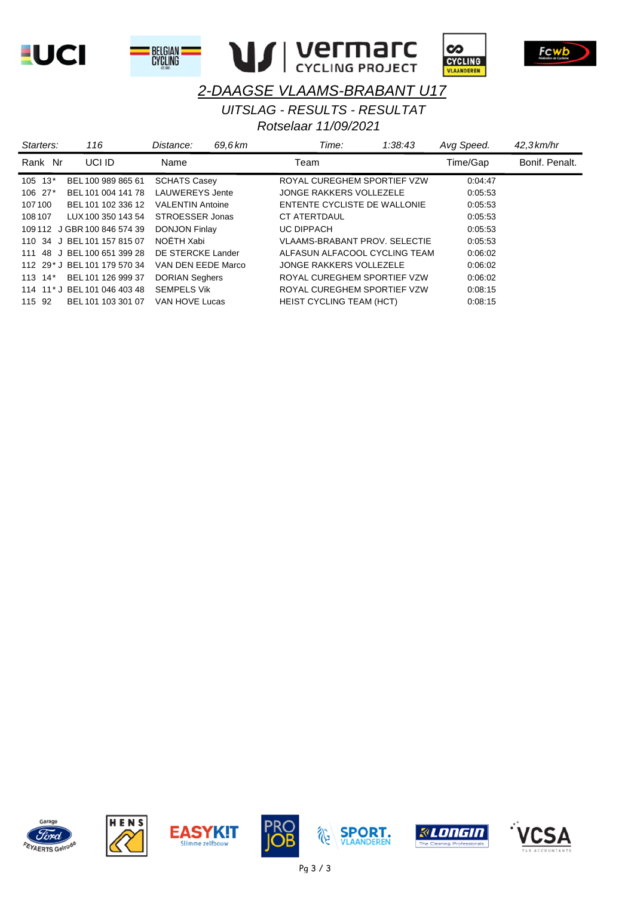## 2-DAAGSE VLAAMS-BRABANT U17

*UITSLAG - RESULTS - RESULTAT*

*Rotselaar 11/09/2021*

| Starters: | 116 | Distance: | 69,6 km | Time: | 1:38:43 | Avg Speed. | 42,3 km/hr |
|---|---|---|---|---|---|---|---|

| Rank | Nr | UCI ID | Name | Team | Time/Gap | Bonif. Penalt. |
|---|---|---|---|---|---|---|
| 105 | 13* | BEL 100 989 865 61 | SCHATS Casey | ROYAL CUREGHEM SPORTIEF VZW | 0:04:47 | |
| 106 | 27* | BEL 101 004 141 78 | LAUWEREYS Jente | JONGE RAKKERS VOLLEZELE | 0:05:53 | |
| 107 | 100 | BEL 101 102 336 12 | VALENTIN Antoine | ENTENTE CYCLISTE DE WALLONIE | 0:05:53 | |
| 108 | 107 | LUX 100 350 143 54 | STROESSER Jonas | CT ATERTDAUL | 0:05:53 | |
| 109 | 112 J | GBR 100 846 574 39 | DONJON Finlay | UC DIPPACH | 0:05:53 | |
| 110 | 34 J | BEL 101 157 815 07 | NOËTH Xabi | VLAAMS-BRABANT PROV. SELECTIE | 0:05:53 | |
| 111 | 48 J | BEL 100 651 399 28 | DE STERCKE Lander | ALFASUN ALFACOOL CYCLING TEAM | 0:06:02 | |
| 112 | 29* J | BEL 101 179 570 34 | VAN DEN EEDE Marco | JONGE RAKKERS VOLLEZELE | 0:06:02 | |
| 113 | 14* | BEL 101 126 999 37 | DORIAN Seghers | ROYAL CUREGHEM SPORTIEF VZW | 0:06:02 | |
| 114 | 11* J | BEL 101 046 403 48 | SEMPELS Vik | ROYAL CUREGHEM SPORTIEF VZW | 0:08:15 | |
| 115 | 92 | BEL 101 103 301 07 | VAN HOVE Lucas | HEIST CYCLING TEAM (HCT) | 0:08:15 | |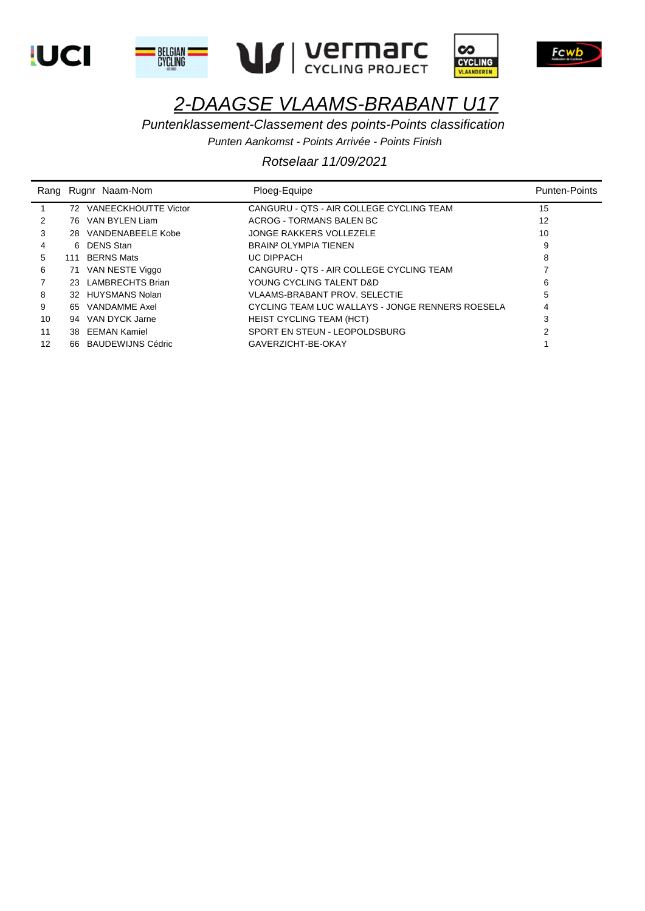# 2-DAAGSE VLAAMS-BRABANT U17

*Puntenklassement-Classement des points-Points classification*

*Punten Aankomst - Points Arrivée - Points Finish*

*Rotselaar 11/09/2021*

| Rang | Rugnr | Naam-Nom | Ploeg-Equipe | Punten-Points |
|---|---|---|---|---|
| 1 | 72 | VANEECKHOUTTE Victor | CANGURU - QTS - AIR COLLEGE CYCLING TEAM | 15 |
| 2 | 76 | VAN BYLEN Liam | ACROG - TORMANS BALEN BC | 12 |
| 3 | 28 | VANDENABEELE Kobe | JONGE RAKKERS VOLLEZELE | 10 |
| 4 | 6 | DENS Stan | BRAIN² OLYMPIA TIENEN | 9 |
| 5 | 111 | BERNS Mats | UC DIPPACH | 8 |
| 6 | 71 | VAN NESTE Viggo | CANGURU - QTS - AIR COLLEGE CYCLING TEAM | 7 |
| 7 | 23 | LAMBRECHTS Brian | YOUNG CYCLING TALENT D&D | 6 |
| 8 | 32 | HUYSMANS Nolan | VLAAMS-BRABANT PROV. SELECTIE | 5 |
| 9 | 65 | VANDAMME Axel | CYCLING TEAM LUC WALLAYS - JONGE RENNERS ROESELA | 4 |
| 10 | 94 | VAN DYCK Jarne | HEIST CYCLING TEAM (HCT) | 3 |
| 11 | 38 | EEMAN Kamiel | SPORT EN STEUN - LEOPOLDSBURG | 2 |
| 12 | 66 | BAUDEWIJNS Cédric | GAVERZICHT-BE-OKAY | 1 |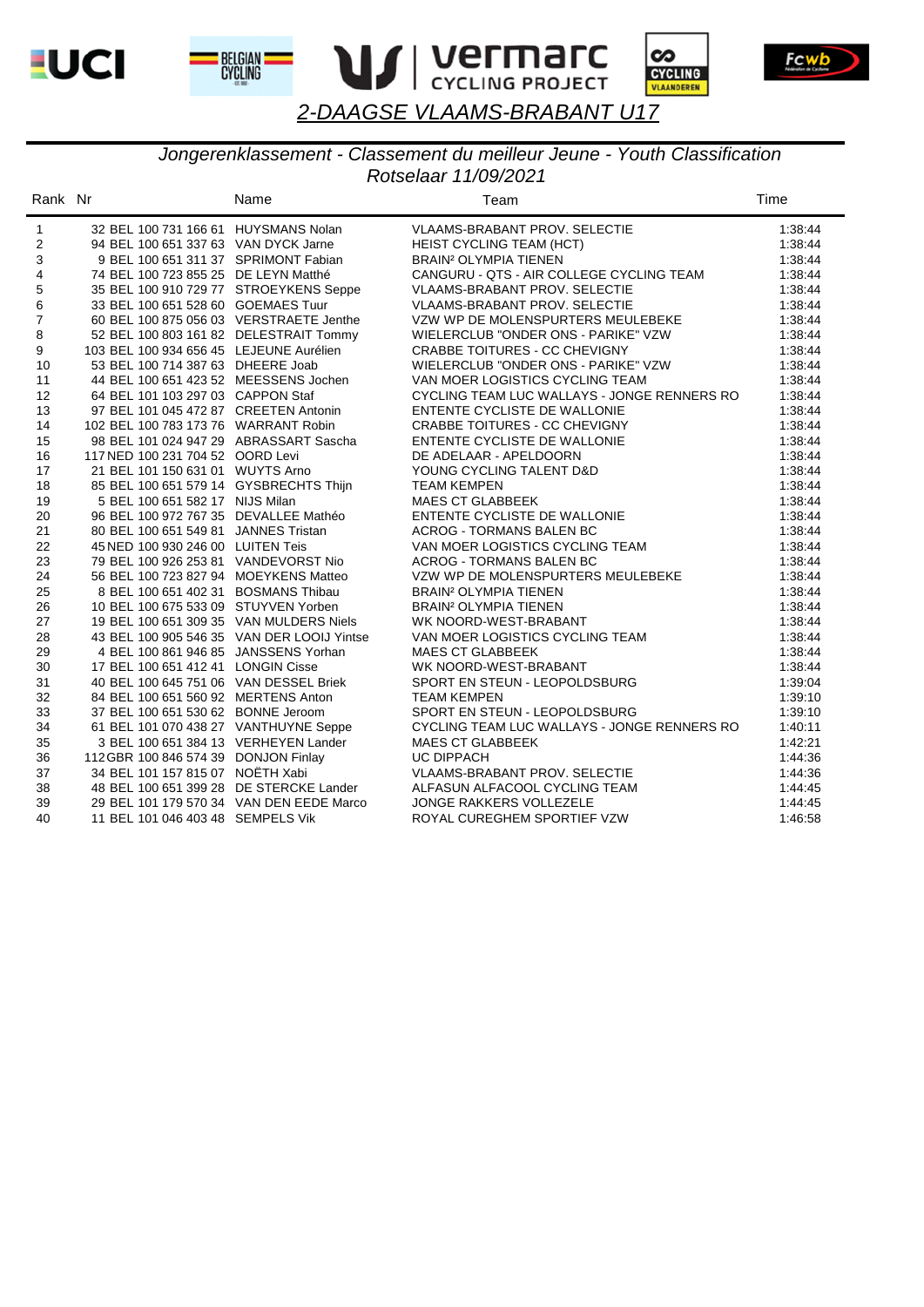# 2-DAAGSE VLAAMS-BRABANT U17

## Jongerenklassement - Classement du meilleur Jeune - Youth Classification

Rotselaar 11/09/2021

| Rank | Nr | | Name | Team | Time |
|---|---|---|---|---|---|
| 1 | 32 | BEL 100 731 166 61 | HUYSMANS Nolan | VLAAMS-BRABANT PROV. SELECTIE | 1:38:44 |
| 2 | 94 | BEL 100 651 337 63 | VAN DYCK Jarne | HEIST CYCLING TEAM (HCT) | 1:38:44 |
| 3 | 9 | BEL 100 651 311 37 | SPRIMONT Fabian | BRAIN² OLYMPIA TIENEN | 1:38:44 |
| 4 | 74 | BEL 100 723 855 25 | DE LEYN Matthé | CANGURU - QTS - AIR COLLEGE CYCLING TEAM | 1:38:44 |
| 5 | 35 | BEL 100 910 729 77 | STROEYKENS Seppe | VLAAMS-BRABANT PROV. SELECTIE | 1:38:44 |
| 6 | 33 | BEL 100 651 528 60 | GOEMAES Tuur | VLAAMS-BRABANT PROV. SELECTIE | 1:38:44 |
| 7 | 60 | BEL 100 875 056 03 | VERSTRAETE Jenthe | VZW WP DE MOLENSPURTERS MEULEBEKE | 1:38:44 |
| 8 | 52 | BEL 100 803 161 82 | DELESTRAIT Tommy | WIELERCLUB "ONDER ONS - PARIKE" VZW | 1:38:44 |
| 9 | 103 | BEL 100 934 656 45 | LEJEUNE Aurélien | CRABBE TOITURES - CC CHEVIGNY | 1:38:44 |
| 10 | 53 | BEL 100 714 387 63 | DHEERE Joab | WIELERCLUB "ONDER ONS - PARIKE" VZW | 1:38:44 |
| 11 | 44 | BEL 100 651 423 52 | MEESSENS Jochen | VAN MOER LOGISTICS CYCLING TEAM | 1:38:44 |
| 12 | 64 | BEL 101 103 297 03 | CAPPON Staf | CYCLING TEAM LUC WALLAYS - JONGE RENNERS RO | 1:38:44 |
| 13 | 97 | BEL 101 045 472 87 | CREETEN Antonin | ENTENTE CYCLISTE DE WALLONIE | 1:38:44 |
| 14 | 102 | BEL 100 783 173 76 | WARRANT Robin | CRABBE TOITURES - CC CHEVIGNY | 1:38:44 |
| 15 | 98 | BEL 101 024 947 29 | ABRASSART Sascha | ENTENTE CYCLISTE DE WALLONIE | 1:38:44 |
| 16 | 117 | NED 100 231 704 52 | OORD Levi | DE ADELAAR - APELDOORN | 1:38:44 |
| 17 | 21 | BEL 101 150 631 01 | WUYTS Arno | YOUNG CYCLING TALENT D&D | 1:38:44 |
| 18 | 85 | BEL 100 651 579 14 | GYSBRECHTS Thijn | TEAM KEMPEN | 1:38:44 |
| 19 | 5 | BEL 100 651 582 17 | NIJS Milan | MAES CT GLABBEEK | 1:38:44 |
| 20 | 96 | BEL 100 972 767 35 | DEVALLEE Mathéo | ENTENTE CYCLISTE DE WALLONIE | 1:38:44 |
| 21 | 80 | BEL 100 651 549 81 | JANNES Tristan | ACROG - TORMANS BALEN BC | 1:38:44 |
| 22 | 45 | NED 100 930 246 00 | LUITEN Teis | VAN MOER LOGISTICS CYCLING TEAM | 1:38:44 |
| 23 | 79 | BEL 100 926 253 81 | VANDEVORST Nio | ACROG - TORMANS BALEN BC | 1:38:44 |
| 24 | 56 | BEL 100 723 827 94 | MOEYKENS Matteo | VZW WP DE MOLENSPURTERS MEULEBEKE | 1:38:44 |
| 25 | 8 | BEL 100 651 402 31 | BOSMANS Thibau | BRAIN² OLYMPIA TIENEN | 1:38:44 |
| 26 | 10 | BEL 100 675 533 09 | STUYVEN Yorben | BRAIN² OLYMPIA TIENEN | 1:38:44 |
| 27 | 19 | BEL 100 651 309 35 | VAN MULDERS Niels | WK NOORD-WEST-BRABANT | 1:38:44 |
| 28 | 43 | BEL 100 905 546 35 | VAN DER LOOIJ Yintse | VAN MOER LOGISTICS CYCLING TEAM | 1:38:44 |
| 29 | 4 | BEL 100 861 946 85 | JANSSENS Yorhan | MAES CT GLABBEEK | 1:38:44 |
| 30 | 17 | BEL 100 651 412 41 | LONGIN Cisse | WK NOORD-WEST-BRABANT | 1:38:44 |
| 31 | 40 | BEL 100 645 751 06 | VAN DESSEL Briek | SPORT EN STEUN - LEOPOLDSBURG | 1:39:04 |
| 32 | 84 | BEL 100 651 560 92 | MERTENS Anton | TEAM KEMPEN | 1:39:10 |
| 33 | 37 | BEL 100 651 530 62 | BONNE Jeroom | SPORT EN STEUN - LEOPOLDSBURG | 1:39:10 |
| 34 | 61 | BEL 101 070 438 27 | VANTHUYNE Seppe | CYCLING TEAM LUC WALLAYS - JONGE RENNERS RO | 1:40:11 |
| 35 | 3 | BEL 100 651 384 13 | VERHEYEN Lander | MAES CT GLABBEEK | 1:42:21 |
| 36 | 112 | GBR 100 846 574 39 | DONJON Finlay | UC DIPPACH | 1:44:36 |
| 37 | 34 | BEL 101 157 815 07 | NOËTH Xabi | VLAAMS-BRABANT PROV. SELECTIE | 1:44:36 |
| 38 | 48 | BEL 100 651 399 28 | DE STERCKE Lander | ALFASUN ALFACOOL CYCLING TEAM | 1:44:45 |
| 39 | 29 | BEL 101 179 570 34 | VAN DEN EEDE Marco | JONGE RAKKERS VOLLEZELE | 1:44:45 |
| 40 | 11 | BEL 101 046 403 48 | SEMPELS Vik | ROYAL CUREGHEM SPORTIEF VZW | 1:46:58 |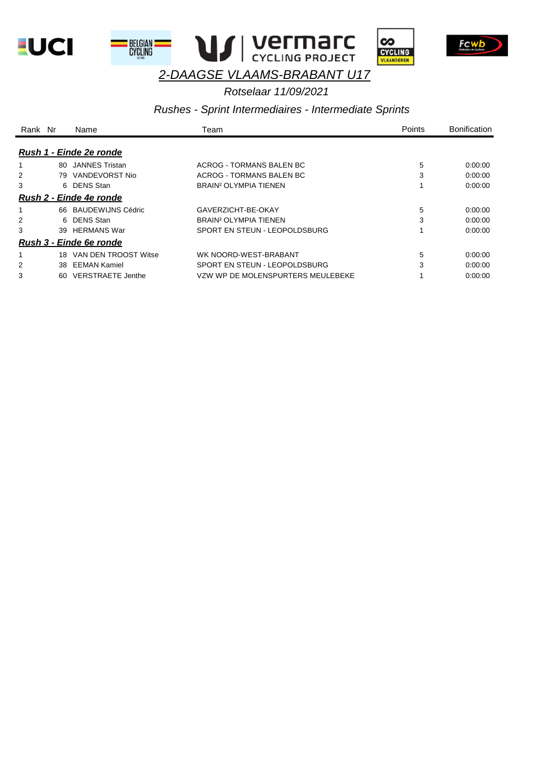# 2-DAAGSE VLAAMS-BRABANT U17

*Rotselaar 11/09/2021*

*Rushes - Sprint Intermediaires - Intermediate Sprints*

| Rank | Nr | Name | Team | Points | Bonification |
|---|---|---|---|---|---|
| ***Rush 1 - Einde 2e ronde*** | | | | | |
| 1 | 80 | JANNES Tristan | ACROG - TORMANS BALEN BC | 5 | 0:00:00 |
| 2 | 79 | VANDEVORST Nio | ACROG - TORMANS BALEN BC | 3 | 0:00:00 |
| 3 | 6 | DENS Stan | BRAIN² OLYMPIA TIENEN | 1 | 0:00:00 |
| ***Rush 2 - Einde 4e ronde*** | | | | | |
| 1 | 66 | BAUDEWIJNS Cédric | GAVERZICHT-BE-OKAY | 5 | 0:00:00 |
| 2 | 6 | DENS Stan | BRAIN² OLYMPIA TIENEN | 3 | 0:00:00 |
| 3 | 39 | HERMANS War | SPORT EN STEUN - LEOPOLDSBURG | 1 | 0:00:00 |
| ***Rush 3 - Einde 6e ronde*** | | | | | |
| 1 | 18 | VAN DEN TROOST Witse | WK NOORD-WEST-BRABANT | 5 | 0:00:00 |
| 2 | 38 | EEMAN Kamiel | SPORT EN STEUN - LEOPOLDSBURG | 3 | 0:00:00 |
| 3 | 60 | VERSTRAETE Jenthe | VZW WP DE MOLENSPURTERS MEULEBEKE | 1 | 0:00:00 |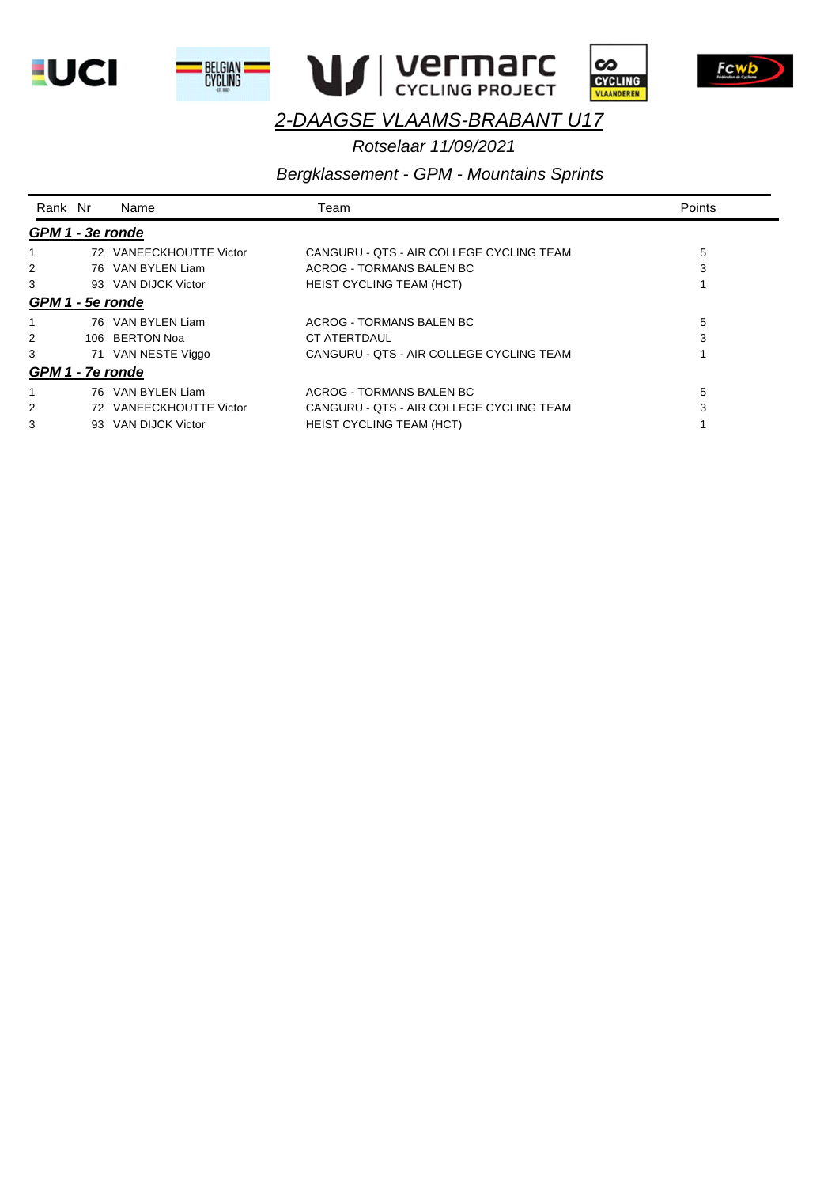# 2-DAAGSE VLAAMS-BRABANT U17

*Rotselaar 11/09/2021*

*Bergklassement - GPM - Mountains Sprints*

| Rank | Nr | Name | Team | Points |
|---|---|---|---|---|
| ***GPM 1 - 3e ronde*** | | | | |
| 1 | 72 | VANEECKHOUTTE Victor | CANGURU - QTS - AIR COLLEGE CYCLING TEAM | 5 |
| 2 | 76 | VAN BYLEN Liam | ACROG - TORMANS BALEN BC | 3 |
| 3 | 93 | VAN DIJCK Victor | HEIST CYCLING TEAM (HCT) | 1 |
| ***GPM 1 - 5e ronde*** | | | | |
| 1 | 76 | VAN BYLEN Liam | ACROG - TORMANS BALEN BC | 5 |
| 2 | 106 | BERTON Noa | CT ATERTDAUL | 3 |
| 3 | 71 | VAN NESTE Viggo | CANGURU - QTS - AIR COLLEGE CYCLING TEAM | 1 |
| ***GPM 1 - 7e ronde*** | | | | |
| 1 | 76 | VAN BYLEN Liam | ACROG - TORMANS BALEN BC | 5 |
| 2 | 72 | VANEECKHOUTTE Victor | CANGURU - QTS - AIR COLLEGE CYCLING TEAM | 3 |
| 3 | 93 | VAN DIJCK Victor | HEIST CYCLING TEAM (HCT) | 1 |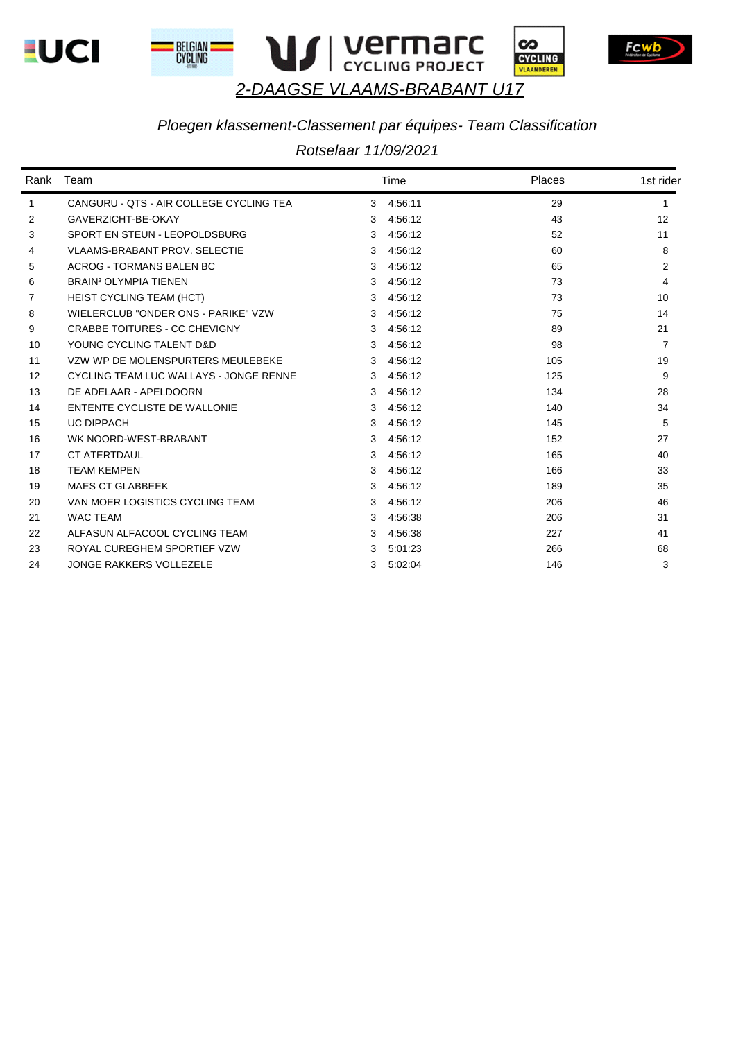# 2-DAAGSE VLAAMS-BRABANT U17

*Ploegen klassement-Classement par équipes- Team Classification*

*Rotselaar 11/09/2021*

| Rank | Team | | Time | Places | 1st rider |
|---|---|---|---|---|---|
| 1 | CANGURU - QTS - AIR COLLEGE CYCLING TEA | 3 | 4:56:11 | 29 | 1 |
| 2 | GAVERZICHT-BE-OKAY | 3 | 4:56:12 | 43 | 12 |
| 3 | SPORT EN STEUN - LEOPOLDSBURG | 3 | 4:56:12 | 52 | 11 |
| 4 | VLAAMS-BRABANT PROV. SELECTIE | 3 | 4:56:12 | 60 | 8 |
| 5 | ACROG - TORMANS BALEN BC | 3 | 4:56:12 | 65 | 2 |
| 6 | BRAIN² OLYMPIA TIENEN | 3 | 4:56:12 | 73 | 4 |
| 7 | HEIST CYCLING TEAM (HCT) | 3 | 4:56:12 | 73 | 10 |
| 8 | WIELERCLUB "ONDER ONS - PARIKE" VZW | 3 | 4:56:12 | 75 | 14 |
| 9 | CRABBE TOITURES - CC CHEVIGNY | 3 | 4:56:12 | 89 | 21 |
| 10 | YOUNG CYCLING TALENT D&D | 3 | 4:56:12 | 98 | 7 |
| 11 | VZW WP DE MOLENSPURTERS MEULEBEKE | 3 | 4:56:12 | 105 | 19 |
| 12 | CYCLING TEAM LUC WALLAYS - JONGE RENNE | 3 | 4:56:12 | 125 | 9 |
| 13 | DE ADELAAR - APELDOORN | 3 | 4:56:12 | 134 | 28 |
| 14 | ENTENTE CYCLISTE DE WALLONIE | 3 | 4:56:12 | 140 | 34 |
| 15 | UC DIPPACH | 3 | 4:56:12 | 145 | 5 |
| 16 | WK NOORD-WEST-BRABANT | 3 | 4:56:12 | 152 | 27 |
| 17 | CT ATERTDAUL | 3 | 4:56:12 | 165 | 40 |
| 18 | TEAM KEMPEN | 3 | 4:56:12 | 166 | 33 |
| 19 | MAES CT GLABBEEK | 3 | 4:56:12 | 189 | 35 |
| 20 | VAN MOER LOGISTICS CYCLING TEAM | 3 | 4:56:12 | 206 | 46 |
| 21 | WAC TEAM | 3 | 4:56:38 | 206 | 31 |
| 22 | ALFASUN ALFACOOL CYCLING TEAM | 3 | 4:56:38 | 227 | 41 |
| 23 | ROYAL CUREGHEM SPORTIEF VZW | 3 | 5:01:23 | 266 | 68 |
| 24 | JONGE RAKKERS VOLLEZELE | 3 | 5:02:04 | 146 | 3 |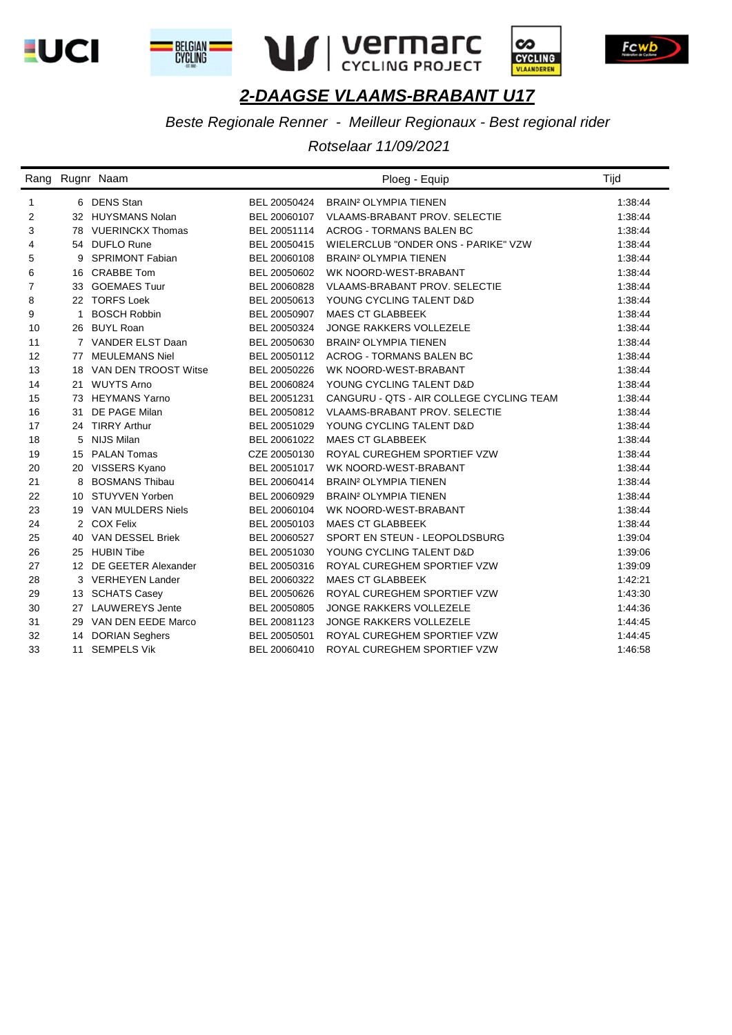# 2-DAAGSE VLAAMS-BRABANT U17

*Beste Regionale Renner - Meilleur Regionaux - Best regional rider*

*Rotselaar 11/09/2021*

| Rang | Rugnr | Naam | | Ploeg - Equip | Tijd |
|---|---|---|---|---|---|
| 1 | 6 | DENS Stan | BEL 20050424 | BRAIN² OLYMPIA TIENEN | 1:38:44 |
| 2 | 32 | HUYSMANS Nolan | BEL 20060107 | VLAAMS-BRABANT PROV. SELECTIE | 1:38:44 |
| 3 | 78 | VUERINCKX Thomas | BEL 20051114 | ACROG - TORMANS BALEN BC | 1:38:44 |
| 4 | 54 | DUFLO Rune | BEL 20050415 | WIELERCLUB "ONDER ONS - PARIKE" VZW | 1:38:44 |
| 5 | 9 | SPRIMONT Fabian | BEL 20060108 | BRAIN² OLYMPIA TIENEN | 1:38:44 |
| 6 | 16 | CRABBE Tom | BEL 20050602 | WK NOORD-WEST-BRABANT | 1:38:44 |
| 7 | 33 | GOEMAES Tuur | BEL 20060828 | VLAAMS-BRABANT PROV. SELECTIE | 1:38:44 |
| 8 | 22 | TORFS Loek | BEL 20050613 | YOUNG CYCLING TALENT D&D | 1:38:44 |
| 9 | 1 | BOSCH Robbin | BEL 20050907 | MAES CT GLABBEEK | 1:38:44 |
| 10 | 26 | BUYL Roan | BEL 20050324 | JONGE RAKKERS VOLLEZELE | 1:38:44 |
| 11 | 7 | VANDER ELST Daan | BEL 20050630 | BRAIN² OLYMPIA TIENEN | 1:38:44 |
| 12 | 77 | MEULEMANS Niel | BEL 20050112 | ACROG - TORMANS BALEN BC | 1:38:44 |
| 13 | 18 | VAN DEN TROOST Witse | BEL 20050226 | WK NOORD-WEST-BRABANT | 1:38:44 |
| 14 | 21 | WUYTS Arno | BEL 20060824 | YOUNG CYCLING TALENT D&D | 1:38:44 |
| 15 | 73 | HEYMANS Yarno | BEL 20051231 | CANGURU - QTS - AIR COLLEGE CYCLING TEAM | 1:38:44 |
| 16 | 31 | DE PAGE Milan | BEL 20050812 | VLAAMS-BRABANT PROV. SELECTIE | 1:38:44 |
| 17 | 24 | TIRRY Arthur | BEL 20051029 | YOUNG CYCLING TALENT D&D | 1:38:44 |
| 18 | 5 | NIJS Milan | BEL 20061022 | MAES CT GLABBEEK | 1:38:44 |
| 19 | 15 | PALAN Tomas | CZE 20050130 | ROYAL CUREGHEM SPORTIEF VZW | 1:38:44 |
| 20 | 20 | VISSERS Kyano | BEL 20051017 | WK NOORD-WEST-BRABANT | 1:38:44 |
| 21 | 8 | BOSMANS Thibau | BEL 20060414 | BRAIN² OLYMPIA TIENEN | 1:38:44 |
| 22 | 10 | STUYVEN Yorben | BEL 20060929 | BRAIN² OLYMPIA TIENEN | 1:38:44 |
| 23 | 19 | VAN MULDERS Niels | BEL 20060104 | WK NOORD-WEST-BRABANT | 1:38:44 |
| 24 | 2 | COX Felix | BEL 20050103 | MAES CT GLABBEEK | 1:38:44 |
| 25 | 40 | VAN DESSEL Briek | BEL 20060527 | SPORT EN STEUN - LEOPOLDSBURG | 1:39:04 |
| 26 | 25 | HUBIN Tibe | BEL 20051030 | YOUNG CYCLING TALENT D&D | 1:39:06 |
| 27 | 12 | DE GEETER Alexander | BEL 20050316 | ROYAL CUREGHEM SPORTIEF VZW | 1:39:09 |
| 28 | 3 | VERHEYEN Lander | BEL 20060322 | MAES CT GLABBEEK | 1:42:21 |
| 29 | 13 | SCHATS Casey | BEL 20050626 | ROYAL CUREGHEM SPORTIEF VZW | 1:43:30 |
| 30 | 27 | LAUWEREYS Jente | BEL 20050805 | JONGE RAKKERS VOLLEZELE | 1:44:36 |
| 31 | 29 | VAN DEN EEDE Marco | BEL 20081123 | JONGE RAKKERS VOLLEZELE | 1:44:45 |
| 32 | 14 | DORIAN Seghers | BEL 20050501 | ROYAL CUREGHEM SPORTIEF VZW | 1:44:45 |
| 33 | 11 | SEMPELS Vik | BEL 20060410 | ROYAL CUREGHEM SPORTIEF VZW | 1:46:58 |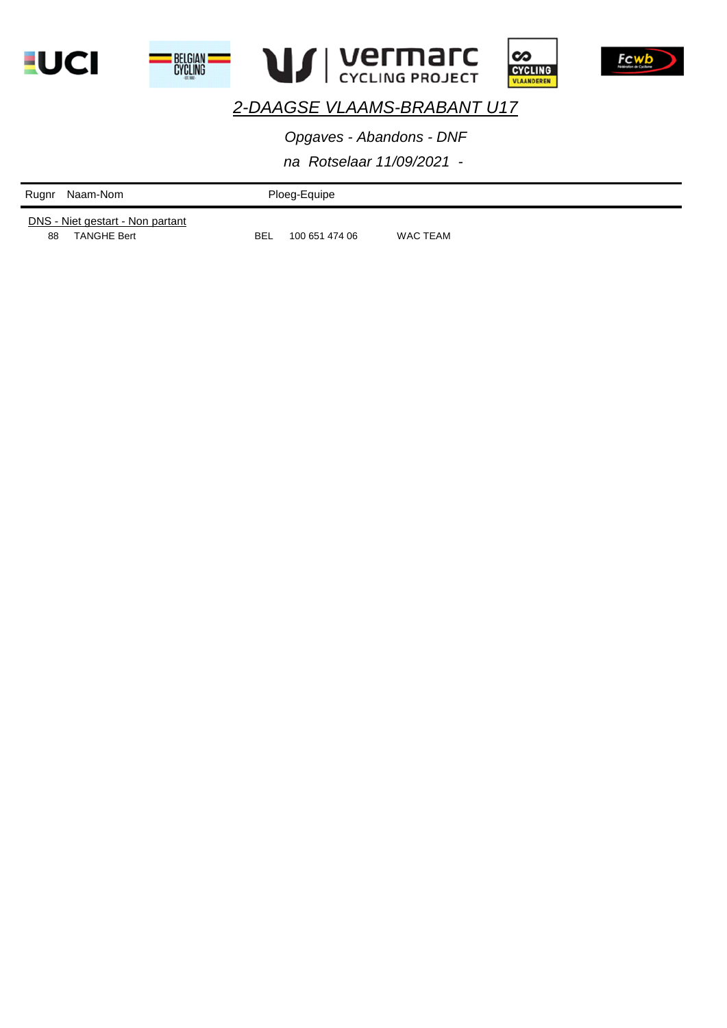# 2-DAAGSE VLAAMS-BRABANT U17

*Opgaves - Abandons - DNF*

*na Rotselaar 11/09/2021 -*

| Rugnr | Naam-Nom | Ploeg-Equipe | | |
|---|---|---|---|---|
| DNS - Niet gestart - Non partant | | | | |
| 88 | TANGHE Bert | BEL | 100 651 474 06 | WAC TEAM |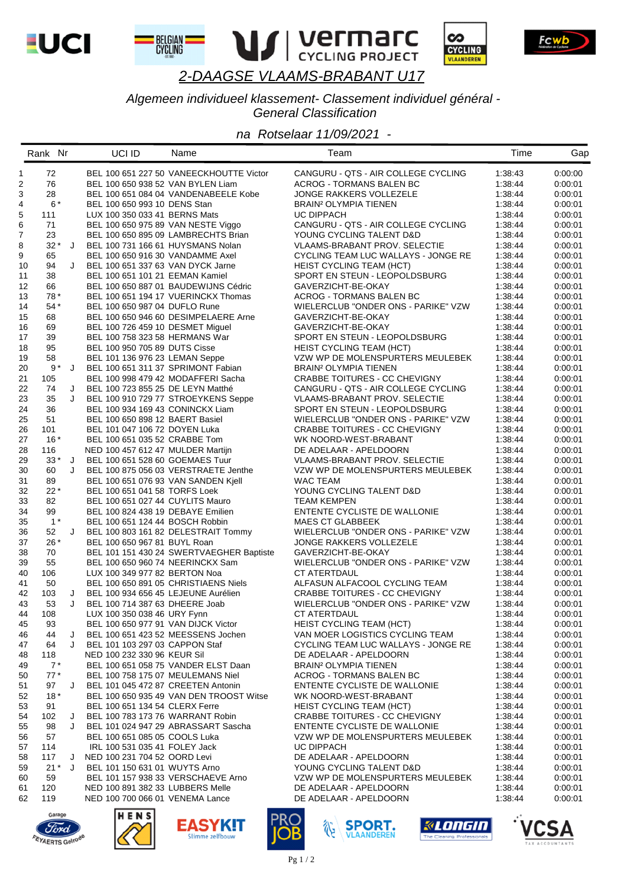# 2-DAAGSE VLAAMS-BRABANT U17

## Algemeen individueel klassement- Classement individuel général - General Classification

### na Rotselaar 11/09/2021 -

| Rank | Nr | | UCI ID | Name | Team | Time | Gap |
|---|---|---|---|---|---|---|---|
| 1 | 72 | | BEL 100 651 227 50 | VANEECKHOUTTE Victor | CANGURU - QTS - AIR COLLEGE CYCLING | 1:38:43 | 0:00:00 |
| 2 | 76 | | BEL 100 650 938 52 | VAN BYLEN Liam | ACROG - TORMANS BALEN BC | 1:38:44 | 0:00:01 |
| 3 | 28 | | BEL 100 651 084 04 | VANDENABEELE Kobe | JONGE RAKKERS VOLLEZELE | 1:38:44 | 0:00:01 |
| 4 | 6 * | | BEL 100 650 993 10 | DENS Stan | BRAIN² OLYMPIA TIENEN | 1:38:44 | 0:00:01 |
| 5 | 111 | | LUX 100 350 033 41 | BERNS Mats | UC DIPPACH | 1:38:44 | 0:00:01 |
| 6 | 71 | | BEL 100 650 975 89 | VAN NESTE Viggo | CANGURU - QTS - AIR COLLEGE CYCLING | 1:38:44 | 0:00:01 |
| 7 | 23 | | BEL 100 650 895 09 | LAMBRECHTS Brian | YOUNG CYCLING TALENT D&D | 1:38:44 | 0:00:01 |
| 8 | 32 * | J | BEL 100 731 166 61 | HUYSMANS Nolan | VLAAMS-BRABANT PROV. SELECTIE | 1:38:44 | 0:00:01 |
| 9 | 65 | | BEL 100 650 916 30 | VANDAMME Axel | CYCLING TEAM LUC WALLAYS - JONGE RE | 1:38:44 | 0:00:01 |
| 10 | 94 | J | BEL 100 651 337 63 | VAN DYCK Jarne | HEIST CYCLING TEAM (HCT) | 1:38:44 | 0:00:01 |
| 11 | 38 | | BEL 100 651 101 21 | EEMAN Kamiel | SPORT EN STEUN - LEOPOLDSBURG | 1:38:44 | 0:00:01 |
| 12 | 66 | | BEL 100 650 887 01 | BAUDEWIJNS Cédric | GAVERZICHT-BE-OKAY | 1:38:44 | 0:00:01 |
| 13 | 78 * | | BEL 100 651 194 17 | VUERINCKX Thomas | ACROG - TORMANS BALEN BC | 1:38:44 | 0:00:01 |
| 14 | 54 * | | BEL 100 650 987 04 | DUFLO Rune | WIELERCLUB "ONDER ONS - PARIKE" VZW | 1:38:44 | 0:00:01 |
| 15 | 68 | | BEL 100 650 946 60 | DESIMPELAERE Arne | GAVERZICHT-BE-OKAY | 1:38:44 | 0:00:01 |
| 16 | 69 | | BEL 100 726 459 10 | DESMET Miguel | GAVERZICHT-BE-OKAY | 1:38:44 | 0:00:01 |
| 17 | 39 | | BEL 100 758 323 58 | HERMANS War | SPORT EN STEUN - LEOPOLDSBURG | 1:38:44 | 0:00:01 |
| 18 | 95 | | BEL 100 950 705 89 | DUTS Cisse | HEIST CYCLING TEAM (HCT) | 1:38:44 | 0:00:01 |
| 19 | 58 | | BEL 101 136 976 23 | LEMAN Seppe | VZW WP DE MOLENSPURTERS MEULEBEK | 1:38:44 | 0:00:01 |
| 20 | 9 * | J | BEL 100 651 311 37 | SPRIMONT Fabian | BRAIN² OLYMPIA TIENEN | 1:38:44 | 0:00:01 |
| 21 | 105 | | BEL 100 998 479 42 | MODAFFERI Sacha | CRABBE TOITURES - CC CHEVIGNY | 1:38:44 | 0:00:01 |
| 22 | 74 | J | BEL 100 723 855 25 | DE LEYN Matthé | CANGURU - QTS - AIR COLLEGE CYCLING | 1:38:44 | 0:00:01 |
| 23 | 35 | J | BEL 100 910 729 77 | STROEYKENS Seppe | VLAAMS-BRABANT PROV. SELECTIE | 1:38:44 | 0:00:01 |
| 24 | 36 | | BEL 100 934 169 43 | CONINCKX Liam | SPORT EN STEUN - LEOPOLDSBURG | 1:38:44 | 0:00:01 |
| 25 | 51 | | BEL 100 650 898 12 | BAERT Basiel | WIELERCLUB "ONDER ONS - PARIKE" VZW | 1:38:44 | 0:00:01 |
| 26 | 101 | | BEL 101 047 106 72 | DOYEN Luka | CRABBE TOITURES - CC CHEVIGNY | 1:38:44 | 0:00:01 |
| 27 | 16 * | | BEL 100 651 035 52 | CRABBE Tom | WK NOORD-WEST-BRABANT | 1:38:44 | 0:00:01 |
| 28 | 116 | | NED 100 457 612 47 | MULDER Martijn | DE ADELAAR - APELDOORN | 1:38:44 | 0:00:01 |
| 29 | 33 * | J | BEL 100 651 528 60 | GOEMAES Tuur | VLAAMS-BRABANT PROV. SELECTIE | 1:38:44 | 0:00:01 |
| 30 | 60 | J | BEL 100 875 056 03 | VERSTRAETE Jenthe | VZW WP DE MOLENSPURTERS MEULEBEK | 1:38:44 | 0:00:01 |
| 31 | 89 | | BEL 100 651 076 93 | VAN SANDEN Kjell | WAC TEAM | 1:38:44 | 0:00:01 |
| 32 | 22 * | | BEL 100 651 041 58 | TORFS Loek | YOUNG CYCLING TALENT D&D | 1:38:44 | 0:00:01 |
| 33 | 82 | | BEL 100 651 027 44 | CUYLITS Mauro | TEAM KEMPEN | 1:38:44 | 0:00:01 |
| 34 | 99 | | BEL 100 824 438 19 | DEBAYE Emilien | ENTENTE CYCLISTE DE WALLONIE | 1:38:44 | 0:00:01 |
| 35 | 1 * | | BEL 100 651 124 44 | BOSCH Robbin | MAES CT GLABBEEK | 1:38:44 | 0:00:01 |
| 36 | 52 | J | BEL 100 803 161 82 | DELESTRAIT Tommy | WIELERCLUB "ONDER ONS - PARIKE" VZW | 1:38:44 | 0:00:01 |
| 37 | 26 * | | BEL 100 650 967 81 | BUYL Roan | JONGE RAKKERS VOLLEZELE | 1:38:44 | 0:00:01 |
| 38 | 70 | | BEL 101 151 430 24 | SWERTVAEGHER Baptiste | GAVERZICHT-BE-OKAY | 1:38:44 | 0:00:01 |
| 39 | 55 | | BEL 100 650 960 74 | NEERINCKX Sam | WIELERCLUB "ONDER ONS - PARIKE" VZW | 1:38:44 | 0:00:01 |
| 40 | 106 | | LUX 100 349 977 82 | BERTON Noa | CT ATERTDAUL | 1:38:44 | 0:00:01 |
| 41 | 50 | | BEL 100 650 891 05 | CHRISTIAENS Niels | ALFASUN ALFACOOL CYCLING TEAM | 1:38:44 | 0:00:01 |
| 42 | 103 | J | BEL 100 934 656 45 | LEJEUNE Aurélien | CRABBE TOITURES - CC CHEVIGNY | 1:38:44 | 0:00:01 |
| 43 | 53 | J | BEL 100 714 387 63 | DHEERE Joab | WIELERCLUB "ONDER ONS - PARIKE" VZW | 1:38:44 | 0:00:01 |
| 44 | 108 | | LUX 100 350 038 46 | URY Fynn | CT ATERTDAUL | 1:38:44 | 0:00:01 |
| 45 | 93 | | BEL 100 650 977 91 | VAN DIJCK Victor | HEIST CYCLING TEAM (HCT) | 1:38:44 | 0:00:01 |
| 46 | 44 | J | BEL 100 651 423 52 | MEESSENS Jochen | VAN MOER LOGISTICS CYCLING TEAM | 1:38:44 | 0:00:01 |
| 47 | 64 | J | BEL 101 103 297 03 | CAPPON Staf | CYCLING TEAM LUC WALLAYS - JONGE RE | 1:38:44 | 0:00:01 |
| 48 | 118 | | NED 100 232 330 96 | KEUR Sil | DE ADELAAR - APELDOORN | 1:38:44 | 0:00:01 |
| 49 | 7 * | | BEL 100 651 058 75 | VANDER ELST Daan | BRAIN² OLYMPIA TIENEN | 1:38:44 | 0:00:01 |
| 50 | 77 * | | BEL 100 758 175 07 | MEULEMANS Niel | ACROG - TORMANS BALEN BC | 1:38:44 | 0:00:01 |
| 51 | 97 | J | BEL 101 045 472 87 | CREETEN Antonin | ENTENTE CYCLISTE DE WALLONIE | 1:38:44 | 0:00:01 |
| 52 | 18 * | | BEL 100 650 935 49 | VAN DEN TROOST Witse | WK NOORD-WEST-BRABANT | 1:38:44 | 0:00:01 |
| 53 | 91 | | BEL 100 651 134 54 | CLERX Ferre | HEIST CYCLING TEAM (HCT) | 1:38:44 | 0:00:01 |
| 54 | 102 | J | BEL 100 783 173 76 | WARRANT Robin | CRABBE TOITURES - CC CHEVIGNY | 1:38:44 | 0:00:01 |
| 55 | 98 | J | BEL 101 024 947 29 | ABRASSART Sascha | ENTENTE CYCLISTE DE WALLONIE | 1:38:44 | 0:00:01 |
| 56 | 57 | | BEL 100 651 085 05 | COOLS Luka | VZW WP DE MOLENSPURTERS MEULEBEK | 1:38:44 | 0:00:01 |
| 57 | 114 | | IRL 100 531 035 41 | FOLEY Jack | UC DIPPACH | 1:38:44 | 0:00:01 |
| 58 | 117 | J | NED 100 231 704 52 | OORD Levi | DE ADELAAR - APELDOORN | 1:38:44 | 0:00:01 |
| 59 | 21 * | J | BEL 101 150 631 01 | WUYTS Arno | YOUNG CYCLING TALENT D&D | 1:38:44 | 0:00:01 |
| 60 | 59 | | BEL 101 157 938 33 | VERSCHAEVE Arno | VZW WP DE MOLENSPURTERS MEULEBEK | 1:38:44 | 0:00:01 |
| 61 | 120 | | NED 100 891 382 33 | LUBBERS Melle | DE ADELAAR - APELDOORN | 1:38:44 | 0:00:01 |
| 62 | 119 | | NED 100 700 066 01 | VENEMA Lance | DE ADELAAR - APELDOORN | 1:38:44 | 0:00:01 |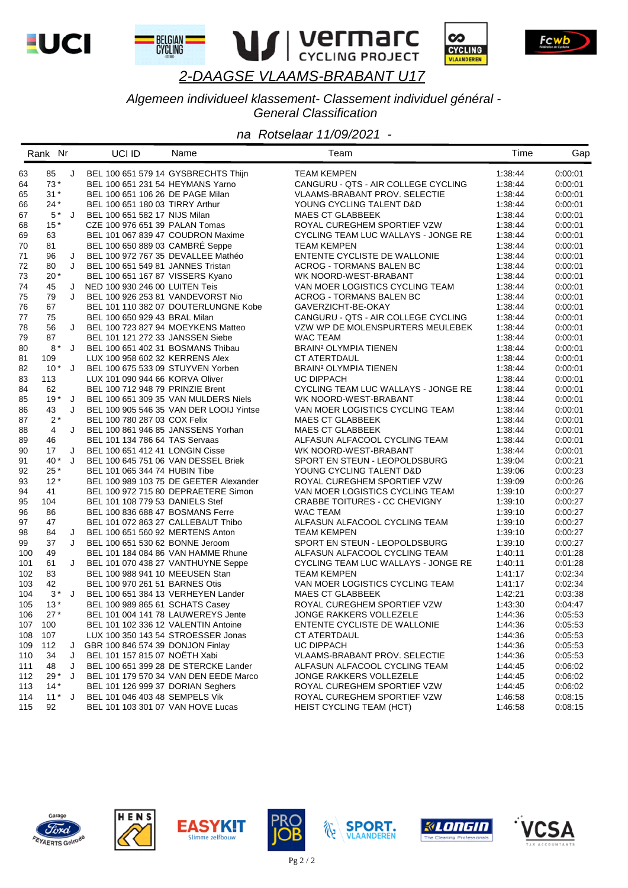# 2-DAAGSE VLAAMS-BRABANT U17

*Algemeen individueel klassement- Classement individuel général - General Classification*

*na Rotselaar 11/09/2021 -*

| Rank | Nr | | UCI ID | Name | Team | Time | Gap |
|---|---|---|---|---|---|---|---|
| 63 | 85 | J | BEL 100 651 579 14 | GYSBRECHTS Thijn | TEAM KEMPEN | 1:38:44 | 0:00:01 |
| 64 | 73 * | | BEL 100 651 231 54 | HEYMANS Yarno | CANGURU - QTS - AIR COLLEGE CYCLING | 1:38:44 | 0:00:01 |
| 65 | 31 * | | BEL 100 651 106 26 | DE PAGE Milan | VLAAMS-BRABANT PROV. SELECTIE | 1:38:44 | 0:00:01 |
| 66 | 24 * | | BEL 100 651 180 03 | TIRRY Arthur | YOUNG CYCLING TALENT D&D | 1:38:44 | 0:00:01 |
| 67 | 5 * | J | BEL 100 651 582 17 | NIJS Milan | MAES CT GLABBEEK | 1:38:44 | 0:00:01 |
| 68 | 15 * | | CZE 100 976 651 39 | PALAN Tomas | ROYAL CUREGHEM SPORTIEF VZW | 1:38:44 | 0:00:01 |
| 69 | 63 | | BEL 101 067 839 47 | COUDRON Maxime | CYCLING TEAM LUC WALLAYS - JONGE RE | 1:38:44 | 0:00:01 |
| 70 | 81 | | BEL 100 650 889 03 | CAMBRÉ Seppe | TEAM KEMPEN | 1:38:44 | 0:00:01 |
| 71 | 96 | J | BEL 100 972 767 35 | DEVALLEE Mathéo | ENTENTE CYCLISTE DE WALLONIE | 1:38:44 | 0:00:01 |
| 72 | 80 | J | BEL 100 651 549 81 | JANNES Tristan | ACROG - TORMANS BALEN BC | 1:38:44 | 0:00:01 |
| 73 | 20 * | | BEL 100 651 167 87 | VISSERS Kyano | WK NOORD-WEST-BRABANT | 1:38:44 | 0:00:01 |
| 74 | 45 | J | NED 100 930 246 00 | LUITEN Teis | VAN MOER LOGISTICS CYCLING TEAM | 1:38:44 | 0:00:01 |
| 75 | 79 | J | BEL 100 926 253 81 | VANDEVORST Nio | ACROG - TORMANS BALEN BC | 1:38:44 | 0:00:01 |
| 76 | 67 | | BEL 101 110 382 07 | DOUTERLUNGNE Kobe | GAVERZICHT-BE-OKAY | 1:38:44 | 0:00:01 |
| 77 | 75 | | BEL 100 650 929 43 | BRAL Milan | CANGURU - QTS - AIR COLLEGE CYCLING | 1:38:44 | 0:00:01 |
| 78 | 56 | J | BEL 100 723 827 94 | MOEYKENS Matteo | VZW WP DE MOLENSPURTERS MEULEBEK | 1:38:44 | 0:00:01 |
| 79 | 87 | | BEL 101 121 272 33 | JANSSEN Siebe | WAC TEAM | 1:38:44 | 0:00:01 |
| 80 | 8 * | J | BEL 100 651 402 31 | BOSMANS Thibau | BRAIN² OLYMPIA TIENEN | 1:38:44 | 0:00:01 |
| 81 | 109 | | LUX 100 958 602 32 | KERRENS Alex | CT ATERTDAUL | 1:38:44 | 0:00:01 |
| 82 | 10 * | J | BEL 100 675 533 09 | STUYVEN Yorben | BRAIN² OLYMPIA TIENEN | 1:38:44 | 0:00:01 |
| 83 | 113 | | LUX 101 090 944 66 | KORVA Oliver | UC DIPPACH | 1:38:44 | 0:00:01 |
| 84 | 62 | | BEL 100 712 948 79 | PRINZIE Brent | CYCLING TEAM LUC WALLAYS - JONGE RE | 1:38:44 | 0:00:01 |
| 85 | 19 * | J | BEL 100 651 359 35 | VAN MULDERS Niels | WK NOORD-WEST-BRABANT | 1:38:44 | 0:00:01 |
| 86 | 43 | J | BEL 100 905 546 35 | VAN DER LOOIJ Yintse | VAN MOER LOGISTICS CYCLING TEAM | 1:38:44 | 0:00:01 |
| 87 | 2 * | | BEL 100 780 287 03 | COX Felix | MAES CT GLABBEEK | 1:38:44 | 0:00:01 |
| 88 | 4 | J | BEL 100 861 946 85 | JANSSENS Yorhan | MAES CT GLABBEEK | 1:38:44 | 0:00:01 |
| 89 | 46 | | BEL 101 134 786 64 | TAS Servaas | ALFASUN ALFACOOL CYCLING TEAM | 1:38:44 | 0:00:01 |
| 90 | 17 | J | BEL 100 651 412 41 | LONGIN Cisse | WK NOORD-WEST-BRABANT | 1:38:44 | 0:00:01 |
| 91 | 40 * | J | BEL 100 645 751 06 | VAN DESSEL Briek | SPORT EN STEUN - LEOPOLDSBURG | 1:39:04 | 0:00:21 |
| 92 | 25 * | | BEL 101 065 344 74 | HUBIN Tibe | YOUNG CYCLING TALENT D&D | 1:39:06 | 0:00:23 |
| 93 | 12 * | | BEL 100 989 103 75 | DE GEETER Alexander | ROYAL CUREGHEM SPORTIEF VZW | 1:39:09 | 0:00:26 |
| 94 | 41 | | BEL 100 972 715 80 | DEPRAETERE Simon | VAN MOER LOGISTICS CYCLING TEAM | 1:39:10 | 0:00:27 |
| 95 | 104 | | BEL 101 108 779 53 | DANIELS Stef | CRABBE TOITURES - CC CHEVIGNY | 1:39:10 | 0:00:27 |
| 96 | 86 | | BEL 100 836 688 47 | BOSMANS Ferre | WAC TEAM | 1:39:10 | 0:00:27 |
| 97 | 47 | | BEL 101 072 863 27 | CALLEBAUT Thibo | ALFASUN ALFACOOL CYCLING TEAM | 1:39:10 | 0:00:27 |
| 98 | 84 | J | BEL 100 651 560 92 | MERTENS Anton | TEAM KEMPEN | 1:39:10 | 0:00:27 |
| 99 | 37 | J | BEL 100 651 530 62 | BONNE Jeroom | SPORT EN STEUN - LEOPOLDSBURG | 1:39:10 | 0:00:27 |
| 100 | 49 | | BEL 101 184 084 86 | VAN HAMME Rhune | ALFASUN ALFACOOL CYCLING TEAM | 1:40:11 | 0:01:28 |
| 101 | 61 | J | BEL 101 070 438 27 | VANTHUYNE Seppe | CYCLING TEAM LUC WALLAYS - JONGE RE | 1:40:11 | 0:01:28 |
| 102 | 83 | | BEL 100 988 941 10 | MEEUSEN Stan | TEAM KEMPEN | 1:41:17 | 0:02:34 |
| 103 | 42 | | BEL 100 970 261 51 | BARNES Otis | VAN MOER LOGISTICS CYCLING TEAM | 1:41:17 | 0:02:34 |
| 104 | 3 * | J | BEL 100 651 384 13 | VERHEYEN Lander | MAES CT GLABBEEK | 1:42:21 | 0:03:38 |
| 105 | 13 * | | BEL 100 989 865 61 | SCHATS Casey | ROYAL CUREGHEM SPORTIEF VZW | 1:43:30 | 0:04:47 |
| 106 | 27 * | | BEL 101 004 141 78 | LAUWEREYS Jente | JONGE RAKKERS VOLLEZELE | 1:44:36 | 0:05:53 |
| 107 | 100 | | BEL 101 102 336 12 | VALENTIN Antoine | ENTENTE CYCLISTE DE WALLONIE | 1:44:36 | 0:05:53 |
| 108 | 107 | | LUX 100 350 143 54 | STROESSER Jonas | CT ATERTDAUL | 1:44:36 | 0:05:53 |
| 109 | 112 | J | GBR 100 846 574 39 | DONJON Finlay | UC DIPPACH | 1:44:36 | 0:05:53 |
| 110 | 34 | J | BEL 101 157 815 07 | NOËTH Xabi | VLAAMS-BRABANT PROV. SELECTIE | 1:44:36 | 0:05:53 |
| 111 | 48 | J | BEL 100 651 399 28 | DE STERCKE Lander | ALFASUN ALFACOOL CYCLING TEAM | 1:44:45 | 0:06:02 |
| 112 | 29 * | J | BEL 101 179 570 34 | VAN DEN EEDE Marco | JONGE RAKKERS VOLLEZELE | 1:44:45 | 0:06:02 |
| 113 | 14 * | | BEL 101 126 999 37 | DORIAN Seghers | ROYAL CUREGHEM SPORTIEF VZW | 1:44:45 | 0:06:02 |
| 114 | 11 * | J | BEL 101 046 403 48 | SEMPELS Vik | ROYAL CUREGHEM SPORTIEF VZW | 1:46:58 | 0:08:15 |
| 115 | 92 | | BEL 101 103 301 07 | VAN HOVE Lucas | HEIST CYCLING TEAM (HCT) | 1:46:58 | 0:08:15 |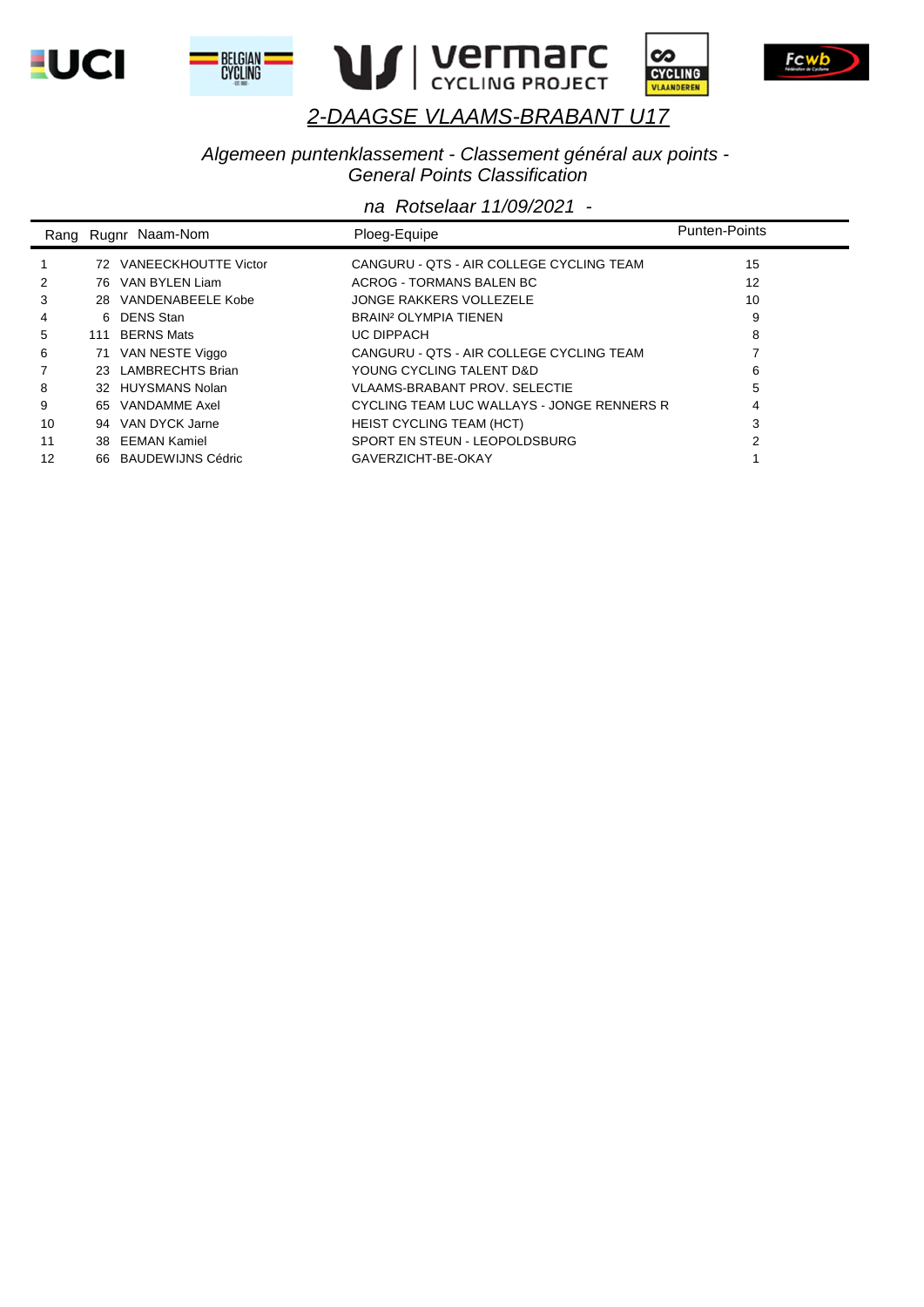# 2-DAAGSE VLAAMS-BRABANT U17

*Algemeen puntenklassement - Classement général aux points - General Points Classification*

*na Rotselaar 11/09/2021 -*

| Rang | Rugnr | Naam-Nom | Ploeg-Equipe | Punten-Points |
|---|---|---|---|---|
| 1 | 72 | VANEECKHOUTTE Victor | CANGURU - QTS - AIR COLLEGE CYCLING TEAM | 15 |
| 2 | 76 | VAN BYLEN Liam | ACROG - TORMANS BALEN BC | 12 |
| 3 | 28 | VANDENABEELE Kobe | JONGE RAKKERS VOLLEZELE | 10 |
| 4 | 6 | DENS Stan | BRAIN² OLYMPIA TIENEN | 9 |
| 5 | 111 | BERNS Mats | UC DIPPACH | 8 |
| 6 | 71 | VAN NESTE Viggo | CANGURU - QTS - AIR COLLEGE CYCLING TEAM | 7 |
| 7 | 23 | LAMBRECHTS Brian | YOUNG CYCLING TALENT D&D | 6 |
| 8 | 32 | HUYSMANS Nolan | VLAAMS-BRABANT PROV. SELECTIE | 5 |
| 9 | 65 | VANDAMME Axel | CYCLING TEAM LUC WALLAYS - JONGE RENNERS R | 4 |
| 10 | 94 | VAN DYCK Jarne | HEIST CYCLING TEAM (HCT) | 3 |
| 11 | 38 | EEMAN Kamiel | SPORT EN STEUN - LEOPOLDSBURG | 2 |
| 12 | 66 | BAUDEWIJNS Cédric | GAVERZICHT-BE-OKAY | 1 |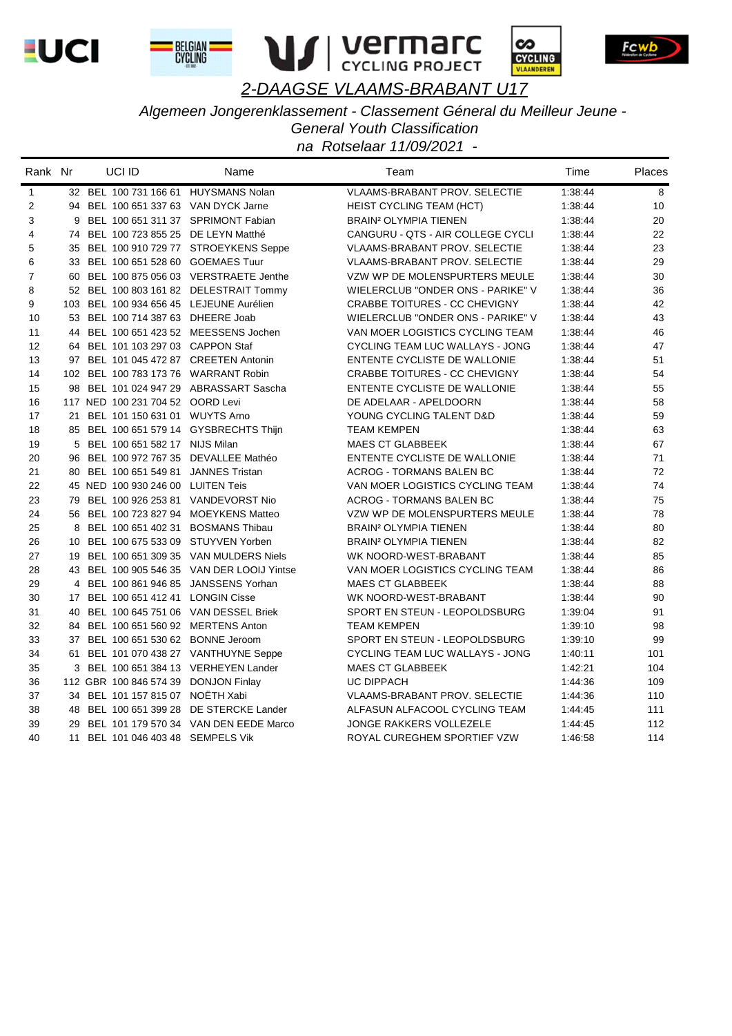# 2-DAAGSE VLAAMS-BRABANT U17

## Algemeen Jongerenklassement - Classement Géneral du Meilleur Jeune - General Youth Classification

### na Rotselaar 11/09/2021 -

| Rank | Nr | UCI ID | Name | Team | Time | Places |
|---|---|---|---|---|---|---|
| 1 | 32 | BEL 100 731 166 61 | HUYSMANS Nolan | VLAAMS-BRABANT PROV. SELECTIE | 1:38:44 | 8 |
| 2 | 94 | BEL 100 651 337 63 | VAN DYCK Jarne | HEIST CYCLING TEAM (HCT) | 1:38:44 | 10 |
| 3 | 9 | BEL 100 651 311 37 | SPRIMONT Fabian | BRAIN² OLYMPIA TIENEN | 1:38:44 | 20 |
| 4 | 74 | BEL 100 723 855 25 | DE LEYN Matthé | CANGURU - QTS - AIR COLLEGE CYCLI | 1:38:44 | 22 |
| 5 | 35 | BEL 100 910 729 77 | STROEYKENS Seppe | VLAAMS-BRABANT PROV. SELECTIE | 1:38:44 | 23 |
| 6 | 33 | BEL 100 651 528 60 | GOEMAES Tuur | VLAAMS-BRABANT PROV. SELECTIE | 1:38:44 | 29 |
| 7 | 60 | BEL 100 875 056 03 | VERSTRAETE Jenthe | VZW WP DE MOLENSPURTERS MEULE | 1:38:44 | 30 |
| 8 | 52 | BEL 100 803 161 82 | DELESTRAIT Tommy | WIELERCLUB "ONDER ONS - PARIKE" V | 1:38:44 | 36 |
| 9 | 103 | BEL 100 934 656 45 | LEJEUNE Aurélien | CRABBE TOITURES - CC CHEVIGNY | 1:38:44 | 42 |
| 10 | 53 | BEL 100 714 387 63 | DHEERE Joab | WIELERCLUB "ONDER ONS - PARIKE" V | 1:38:44 | 43 |
| 11 | 44 | BEL 100 651 423 52 | MEESSENS Jochen | VAN MOER LOGISTICS CYCLING TEAM | 1:38:44 | 46 |
| 12 | 64 | BEL 101 103 297 03 | CAPPON Staf | CYCLING TEAM LUC WALLAYS - JONG | 1:38:44 | 47 |
| 13 | 97 | BEL 101 045 472 87 | CREETEN Antonin | ENTENTE CYCLISTE DE WALLONIE | 1:38:44 | 51 |
| 14 | 102 | BEL 100 783 173 76 | WARRANT Robin | CRABBE TOITURES - CC CHEVIGNY | 1:38:44 | 54 |
| 15 | 98 | BEL 101 024 947 29 | ABRASSART Sascha | ENTENTE CYCLISTE DE WALLONIE | 1:38:44 | 55 |
| 16 | 117 | NED 100 231 704 52 | OORD Levi | DE ADELAAR - APELDOORN | 1:38:44 | 58 |
| 17 | 21 | BEL 101 150 631 01 | WUYTS Arno | YOUNG CYCLING TALENT D&D | 1:38:44 | 59 |
| 18 | 85 | BEL 100 651 579 14 | GYSBRECHTS Thijn | TEAM KEMPEN | 1:38:44 | 63 |
| 19 | 5 | BEL 100 651 582 17 | NIJS Milan | MAES CT GLABBEEK | 1:38:44 | 67 |
| 20 | 96 | BEL 100 972 767 35 | DEVALLEE Mathéo | ENTENTE CYCLISTE DE WALLONIE | 1:38:44 | 71 |
| 21 | 80 | BEL 100 651 549 81 | JANNES Tristan | ACROG - TORMANS BALEN BC | 1:38:44 | 72 |
| 22 | 45 | NED 100 930 246 00 | LUITEN Teis | VAN MOER LOGISTICS CYCLING TEAM | 1:38:44 | 74 |
| 23 | 79 | BEL 100 926 253 81 | VANDEVORST Nio | ACROG - TORMANS BALEN BC | 1:38:44 | 75 |
| 24 | 56 | BEL 100 723 827 94 | MOEYKENS Matteo | VZW WP DE MOLENSPURTERS MEULE | 1:38:44 | 78 |
| 25 | 8 | BEL 100 651 402 31 | BOSMANS Thibau | BRAIN² OLYMPIA TIENEN | 1:38:44 | 80 |
| 26 | 10 | BEL 100 675 533 09 | STUYVEN Yorben | BRAIN² OLYMPIA TIENEN | 1:38:44 | 82 |
| 27 | 19 | BEL 100 651 309 35 | VAN MULDERS Niels | WK NOORD-WEST-BRABANT | 1:38:44 | 85 |
| 28 | 43 | BEL 100 905 546 35 | VAN DER LOOIJ Yintse | VAN MOER LOGISTICS CYCLING TEAM | 1:38:44 | 86 |
| 29 | 4 | BEL 100 861 946 85 | JANSSENS Yorhan | MAES CT GLABBEEK | 1:38:44 | 88 |
| 30 | 17 | BEL 100 651 412 41 | LONGIN Cisse | WK NOORD-WEST-BRABANT | 1:38:44 | 90 |
| 31 | 40 | BEL 100 645 751 06 | VAN DESSEL Briek | SPORT EN STEUN - LEOPOLDSBURG | 1:39:04 | 91 |
| 32 | 84 | BEL 100 651 560 92 | MERTENS Anton | TEAM KEMPEN | 1:39:10 | 98 |
| 33 | 37 | BEL 100 651 530 62 | BONNE Jeroom | SPORT EN STEUN - LEOPOLDSBURG | 1:39:10 | 99 |
| 34 | 61 | BEL 101 070 438 27 | VANTHUYNE Seppe | CYCLING TEAM LUC WALLAYS - JONG | 1:40:11 | 101 |
| 35 | 3 | BEL 100 651 384 13 | VERHEYEN Lander | MAES CT GLABBEEK | 1:42:21 | 104 |
| 36 | 112 | GBR 100 846 574 39 | DONJON Finlay | UC DIPPACH | 1:44:36 | 109 |
| 37 | 34 | BEL 101 157 815 07 | NOËTH Xabi | VLAAMS-BRABANT PROV. SELECTIE | 1:44:36 | 110 |
| 38 | 48 | BEL 100 651 399 28 | DE STERCKE Lander | ALFASUN ALFACOOL CYCLING TEAM | 1:44:45 | 111 |
| 39 | 29 | BEL 101 179 570 34 | VAN DEN EEDE Marco | JONGE RAKKERS VOLLEZELE | 1:44:45 | 112 |
| 40 | 11 | BEL 101 046 403 48 | SEMPELS Vik | ROYAL CUREGHEM SPORTIEF VZW | 1:46:58 | 114 |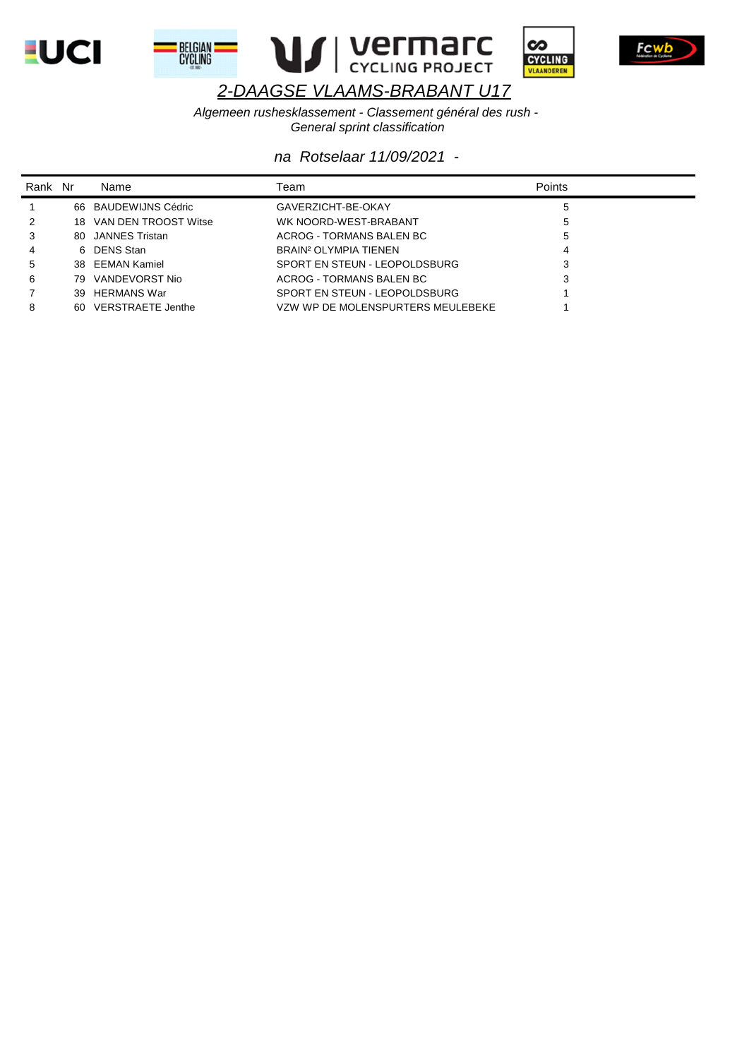# *2-DAAGSE VLAAMS-BRABANT U17*

*Algemeen rushesklassement - Classement général des rush - General sprint classification*

*na Rotselaar 11/09/2021 -*

| Rank | Nr | Name | Team | Points |
|---|---|---|---|---|
| 1 | 66 | BAUDEWIJNS Cédric | GAVERZICHT-BE-OKAY | 5 |
| 2 | 18 | VAN DEN TROOST Witse | WK NOORD-WEST-BRABANT | 5 |
| 3 | 80 | JANNES Tristan | ACROG - TORMANS BALEN BC | 5 |
| 4 | 6 | DENS Stan | BRAIN² OLYMPIA TIENEN | 4 |
| 5 | 38 | EEMAN Kamiel | SPORT EN STEUN - LEOPOLDSBURG | 3 |
| 6 | 79 | VANDEVORST Nio | ACROG - TORMANS BALEN BC | 3 |
| 7 | 39 | HERMANS War | SPORT EN STEUN - LEOPOLDSBURG | 1 |
| 8 | 60 | VERSTRAETE Jenthe | VZW WP DE MOLENSPURTERS MEULEBEKE | 1 |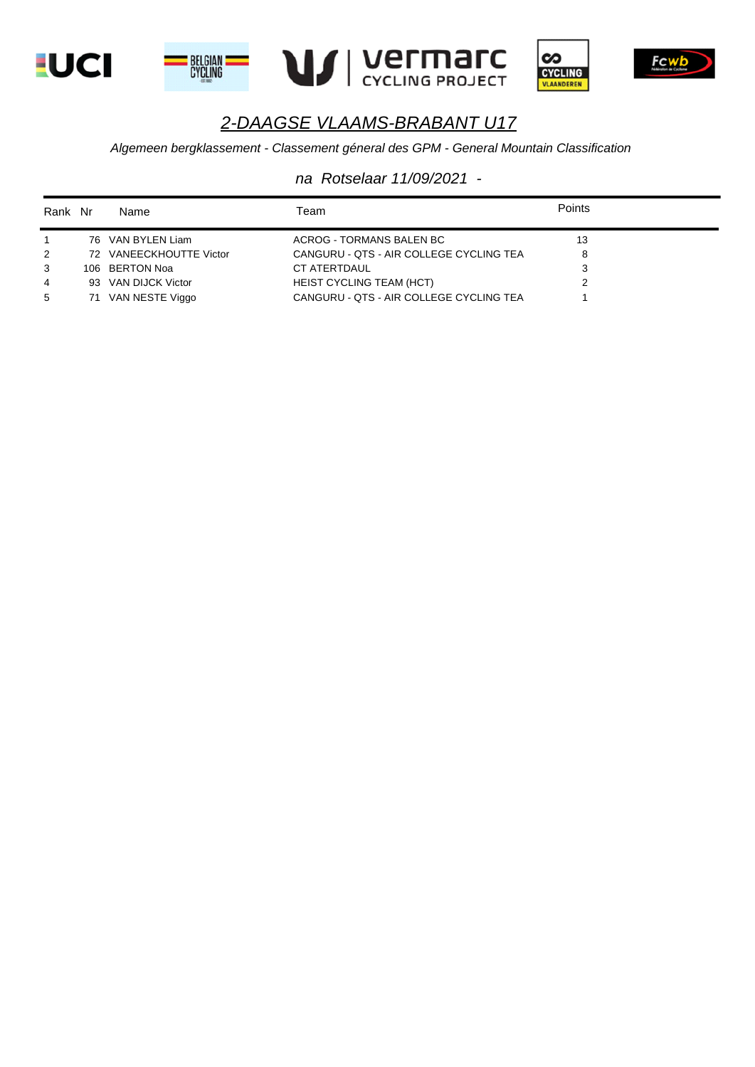# *2-DAAGSE VLAAMS-BRABANT U17*

*Algemeen bergklassement - Classement géneral des GPM - General Mountain Classification*

*na Rotselaar 11/09/2021 -*

| Rank | Nr | Name | Team | Points |
|---|---|---|---|---|
| 1 | 76 | VAN BYLEN Liam | ACROG - TORMANS BALEN BC | 13 |
| 2 | 72 | VANEECKHOUTTE Victor | CANGURU - QTS - AIR COLLEGE CYCLING TEA | 8 |
| 3 | 106 | BERTON Noa | CT ATERTDAUL | 3 |
| 4 | 93 | VAN DIJCK Victor | HEIST CYCLING TEAM (HCT) | 2 |
| 5 | 71 | VAN NESTE Viggo | CANGURU - QTS - AIR COLLEGE CYCLING TEA | 1 |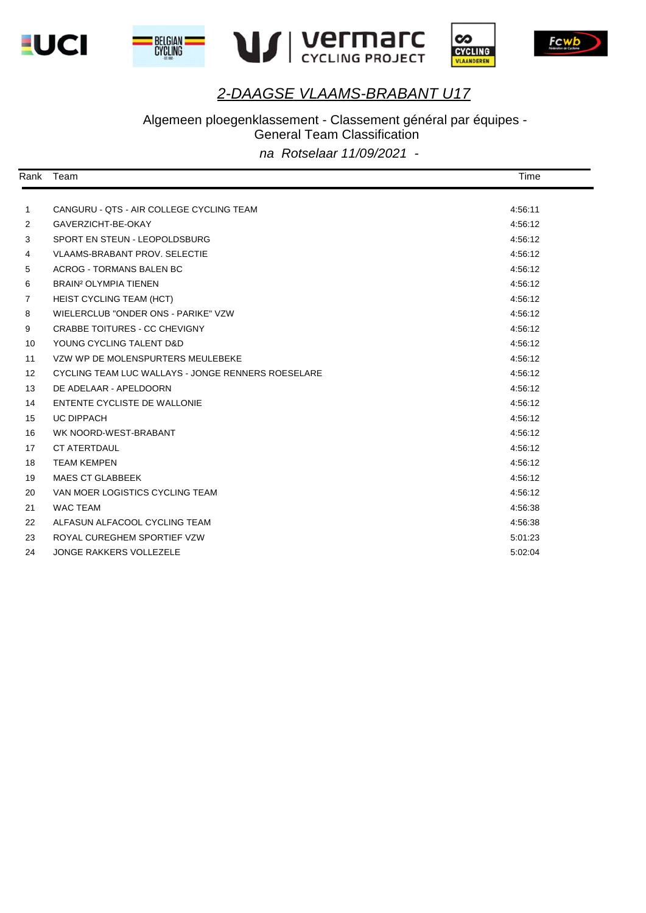# *2-DAAGSE VLAAMS-BRABANT U17*

Algemeen ploegenklassement - Classement général par équipes - General Team Classification

*na Rotselaar 11/09/2021 -*

| Rank | Team | Time |
|---|---|---|
| 1 | CANGURU - QTS - AIR COLLEGE CYCLING TEAM | 4:56:11 |
| 2 | GAVERZICHT-BE-OKAY | 4:56:12 |
| 3 | SPORT EN STEUN - LEOPOLDSBURG | 4:56:12 |
| 4 | VLAAMS-BRABANT PROV. SELECTIE | 4:56:12 |
| 5 | ACROG - TORMANS BALEN BC | 4:56:12 |
| 6 | BRAIN² OLYMPIA TIENEN | 4:56:12 |
| 7 | HEIST CYCLING TEAM (HCT) | 4:56:12 |
| 8 | WIELERCLUB "ONDER ONS - PARIKE" VZW | 4:56:12 |
| 9 | CRABBE TOITURES - CC CHEVIGNY | 4:56:12 |
| 10 | YOUNG CYCLING TALENT D&D | 4:56:12 |
| 11 | VZW WP DE MOLENSPURTERS MEULEBEKE | 4:56:12 |
| 12 | CYCLING TEAM LUC WALLAYS - JONGE RENNERS ROESELARE | 4:56:12 |
| 13 | DE ADELAAR - APELDOORN | 4:56:12 |
| 14 | ENTENTE CYCLISTE DE WALLONIE | 4:56:12 |
| 15 | UC DIPPACH | 4:56:12 |
| 16 | WK NOORD-WEST-BRABANT | 4:56:12 |
| 17 | CT ATERTDAUL | 4:56:12 |
| 18 | TEAM KEMPEN | 4:56:12 |
| 19 | MAES CT GLABBEEK | 4:56:12 |
| 20 | VAN MOER LOGISTICS CYCLING TEAM | 4:56:12 |
| 21 | WAC TEAM | 4:56:38 |
| 22 | ALFASUN ALFACOOL CYCLING TEAM | 4:56:38 |
| 23 | ROYAL CUREGHEM SPORTIEF VZW | 5:01:23 |
| 24 | JONGE RAKKERS VOLLEZELE | 5:02:04 |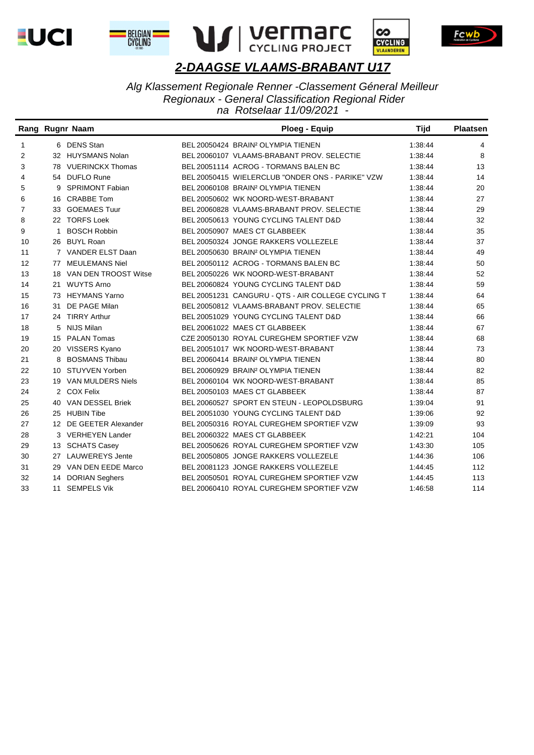# 2-DAAGSE VLAAMS-BRABANT U17

*Alg Klassement Regionale Renner -Classement Géneral Meilleur Regionaux - General Classification Regional Rider na Rotselaar 11/09/2021 -*

| Rang | Rugnr | Naam | Ploeg - Equip | Tijd | Plaatsen |
|---|---|---|---|---|---|
| 1 | 6 | DENS Stan | BEL 20050424 BRAIN² OLYMPIA TIENEN | 1:38:44 | 4 |
| 2 | 32 | HUYSMANS Nolan | BEL 20060107 VLAAMS-BRABANT PROV. SELECTIE | 1:38:44 | 8 |
| 3 | 78 | VUERINCKX Thomas | BEL 20051114 ACROG - TORMANS BALEN BC | 1:38:44 | 13 |
| 4 | 54 | DUFLO Rune | BEL 20050415 WIELERCLUB "ONDER ONS - PARIKE" VZW | 1:38:44 | 14 |
| 5 | 9 | SPRIMONT Fabian | BEL 20060108 BRAIN² OLYMPIA TIENEN | 1:38:44 | 20 |
| 6 | 16 | CRABBE Tom | BEL 20050602 WK NOORD-WEST-BRABANT | 1:38:44 | 27 |
| 7 | 33 | GOEMAES Tuur | BEL 20060828 VLAAMS-BRABANT PROV. SELECTIE | 1:38:44 | 29 |
| 8 | 22 | TORFS Loek | BEL 20050613 YOUNG CYCLING TALENT D&D | 1:38:44 | 32 |
| 9 | 1 | BOSCH Robbin | BEL 20050907 MAES CT GLABBEEK | 1:38:44 | 35 |
| 10 | 26 | BUYL Roan | BEL 20050324 JONGE RAKKERS VOLLEZELE | 1:38:44 | 37 |
| 11 | 7 | VANDER ELST Daan | BEL 20050630 BRAIN² OLYMPIA TIENEN | 1:38:44 | 49 |
| 12 | 77 | MEULEMANS Niel | BEL 20050112 ACROG - TORMANS BALEN BC | 1:38:44 | 50 |
| 13 | 18 | VAN DEN TROOST Witse | BEL 20050226 WK NOORD-WEST-BRABANT | 1:38:44 | 52 |
| 14 | 21 | WUYTS Arno | BEL 20060824 YOUNG CYCLING TALENT D&D | 1:38:44 | 59 |
| 15 | 73 | HEYMANS Yarno | BEL 20051231 CANGURU - QTS - AIR COLLEGE CYCLING T | 1:38:44 | 64 |
| 16 | 31 | DE PAGE Milan | BEL 20050812 VLAAMS-BRABANT PROV. SELECTIE | 1:38:44 | 65 |
| 17 | 24 | TIRRY Arthur | BEL 20051029 YOUNG CYCLING TALENT D&D | 1:38:44 | 66 |
| 18 | 5 | NIJS Milan | BEL 20061022 MAES CT GLABBEEK | 1:38:44 | 67 |
| 19 | 15 | PALAN Tomas | CZE 20050130 ROYAL CUREGHEM SPORTIEF VZW | 1:38:44 | 68 |
| 20 | 20 | VISSERS Kyano | BEL 20051017 WK NOORD-WEST-BRABANT | 1:38:44 | 73 |
| 21 | 8 | BOSMANS Thibau | BEL 20060414 BRAIN² OLYMPIA TIENEN | 1:38:44 | 80 |
| 22 | 10 | STUYVEN Yorben | BEL 20060929 BRAIN² OLYMPIA TIENEN | 1:38:44 | 82 |
| 23 | 19 | VAN MULDERS Niels | BEL 20060104 WK NOORD-WEST-BRABANT | 1:38:44 | 85 |
| 24 | 2 | COX Felix | BEL 20050103 MAES CT GLABBEEK | 1:38:44 | 87 |
| 25 | 40 | VAN DESSEL Briek | BEL 20060527 SPORT EN STEUN - LEOPOLDSBURG | 1:39:04 | 91 |
| 26 | 25 | HUBIN Tibe | BEL 20051030 YOUNG CYCLING TALENT D&D | 1:39:06 | 92 |
| 27 | 12 | DE GEETER Alexander | BEL 20050316 ROYAL CUREGHEM SPORTIEF VZW | 1:39:09 | 93 |
| 28 | 3 | VERHEYEN Lander | BEL 20060322 MAES CT GLABBEEK | 1:42:21 | 104 |
| 29 | 13 | SCHATS Casey | BEL 20050626 ROYAL CUREGHEM SPORTIEF VZW | 1:43:30 | 105 |
| 30 | 27 | LAUWEREYS Jente | BEL 20050805 JONGE RAKKERS VOLLEZELE | 1:44:36 | 106 |
| 31 | 29 | VAN DEN EEDE Marco | BEL 20081123 JONGE RAKKERS VOLLEZELE | 1:44:45 | 112 |
| 32 | 14 | DORIAN Seghers | BEL 20050501 ROYAL CUREGHEM SPORTIEF VZW | 1:44:45 | 113 |
| 33 | 11 | SEMPELS Vik | BEL 20060410 ROYAL CUREGHEM SPORTIEF VZW | 1:46:58 | 114 |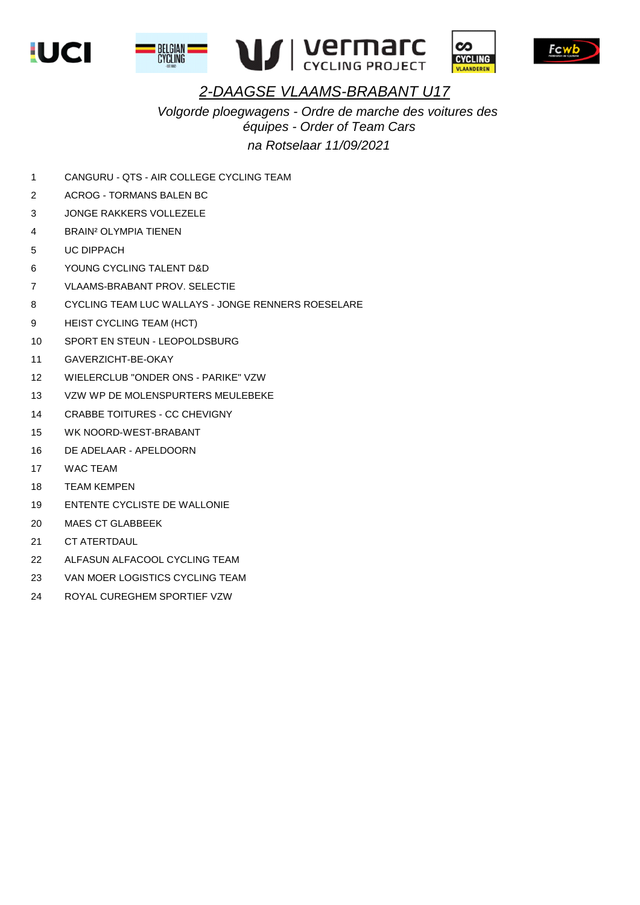# *2-DAAGSE VLAAMS-BRABANT U17*

*Volgorde ploegwagens - Ordre de marche des voitures des équipes - Order of Team Cars*

*na Rotselaar 11/09/2021*

1 CANGURU - QTS - AIR COLLEGE CYCLING TEAM
2 ACROG - TORMANS BALEN BC
3 JONGE RAKKERS VOLLEZELE
4 BRAIN² OLYMPIA TIENEN
5 UC DIPPACH
6 YOUNG CYCLING TALENT D&D
7 VLAAMS-BRABANT PROV. SELECTIE
8 CYCLING TEAM LUC WALLAYS - JONGE RENNERS ROESELARE
9 HEIST CYCLING TEAM (HCT)
10 SPORT EN STEUN - LEOPOLDSBURG
11 GAVERZICHT-BE-OKAY
12 WIELERCLUB "ONDER ONS - PARIKE" VZW
13 VZW WP DE MOLENSPURTERS MEULEBEKE
14 CRABBE TOITURES - CC CHEVIGNY
15 WK NOORD-WEST-BRABANT
16 DE ADELAAR - APELDOORN
17 WAC TEAM
18 TEAM KEMPEN
19 ENTENTE CYCLISTE DE WALLONIE
20 MAES CT GLABBEEK
21 CT ATERTDAUL
22 ALFASUN ALFACOOL CYCLING TEAM
23 VAN MOER LOGISTICS CYCLING TEAM
24 ROYAL CUREGHEM SPORTIEF VZW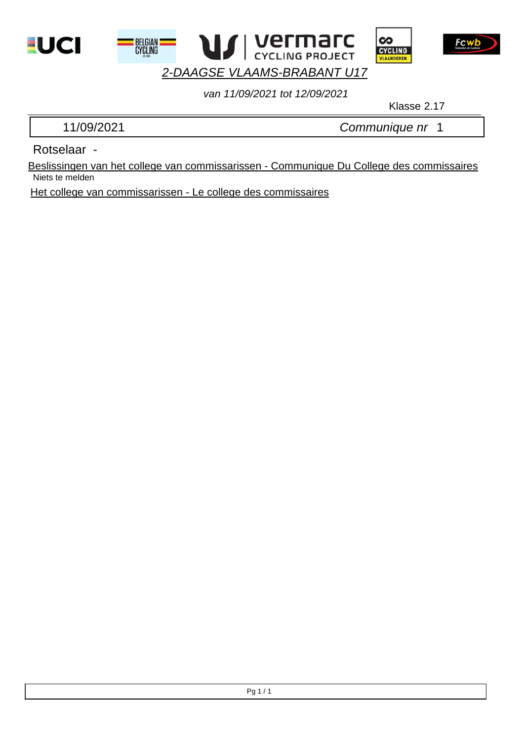# *2-DAAGSE VLAAMS-BRABANT U17*

*van 11/09/2021 tot 12/09/2021*

Klasse 2.17

| 11/09/2021 | *Communique nr* 1 |
|---|---|

Rotselaar -

Beslissingen van het college van commissarissen - Communique Du College des commissaires

Niets te melden

Het college van commissarissen - Le college des commissaires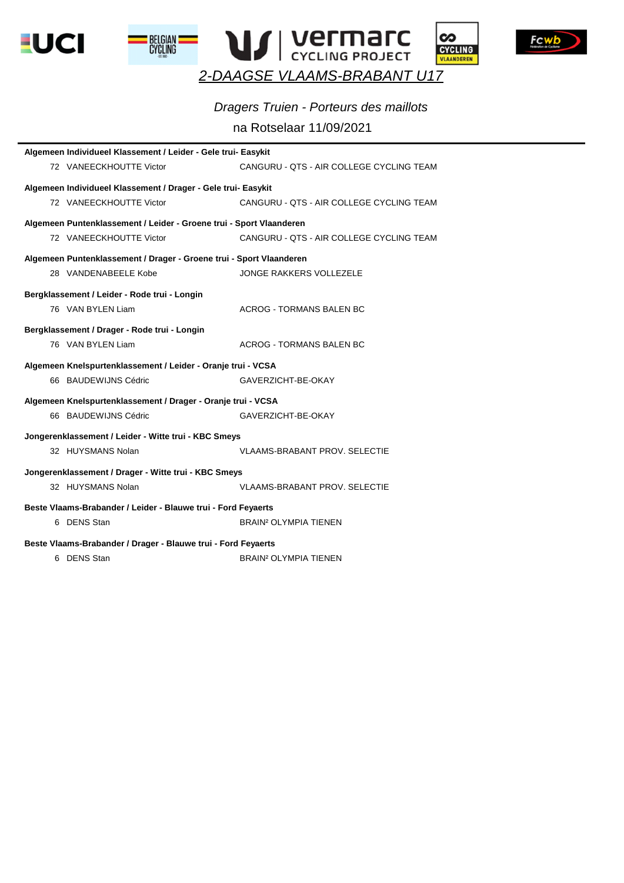# *2-DAAGSE VLAAMS-BRABANT U17*

## *Dragers Truien - Porteurs des maillots*

na Rotselaar 11/09/2021

**Algemeen Individueel Klassement / Leider - Gele trui- Easykit**

72 VANEECKHOUTTE Victor — CANGURU - QTS - AIR COLLEGE CYCLING TEAM

**Algemeen Individueel Klassement / Drager - Gele trui- Easykit**

72 VANEECKHOUTTE Victor — CANGURU - QTS - AIR COLLEGE CYCLING TEAM

**Algemeen Puntenklassement / Leider - Groene trui - Sport Vlaanderen**

72 VANEECKHOUTTE Victor — CANGURU - QTS - AIR COLLEGE CYCLING TEAM

**Algemeen Puntenklassement / Drager - Groene trui - Sport Vlaanderen**

28 VANDENABEELE Kobe — JONGE RAKKERS VOLLEZELE

**Bergklassement / Leider - Rode trui - Longin**

76 VAN BYLEN Liam — ACROG - TORMANS BALEN BC

**Bergklassement / Drager - Rode trui - Longin**

76 VAN BYLEN Liam — ACROG - TORMANS BALEN BC

**Algemeen Knelspurtenklassement / Leider - Oranje trui - VCSA**

66 BAUDEWIJNS Cédric — GAVERZICHT-BE-OKAY

**Algemeen Knelspurtenklassement / Drager - Oranje trui - VCSA**

66 BAUDEWIJNS Cédric — GAVERZICHT-BE-OKAY

**Jongerenklassement / Leider - Witte trui - KBC Smeys**

32 HUYSMANS Nolan — VLAAMS-BRABANT PROV. SELECTIE

**Jongerenklassement / Drager - Witte trui - KBC Smeys**

32 HUYSMANS Nolan — VLAAMS-BRABANT PROV. SELECTIE

**Beste Vlaams-Brabander / Leider - Blauwe trui - Ford Feyaerts**

6 DENS Stan — BRAIN² OLYMPIA TIENEN

**Beste Vlaams-Brabander / Drager - Blauwe trui - Ford Feyaerts**

6 DENS Stan — BRAIN² OLYMPIA TIENEN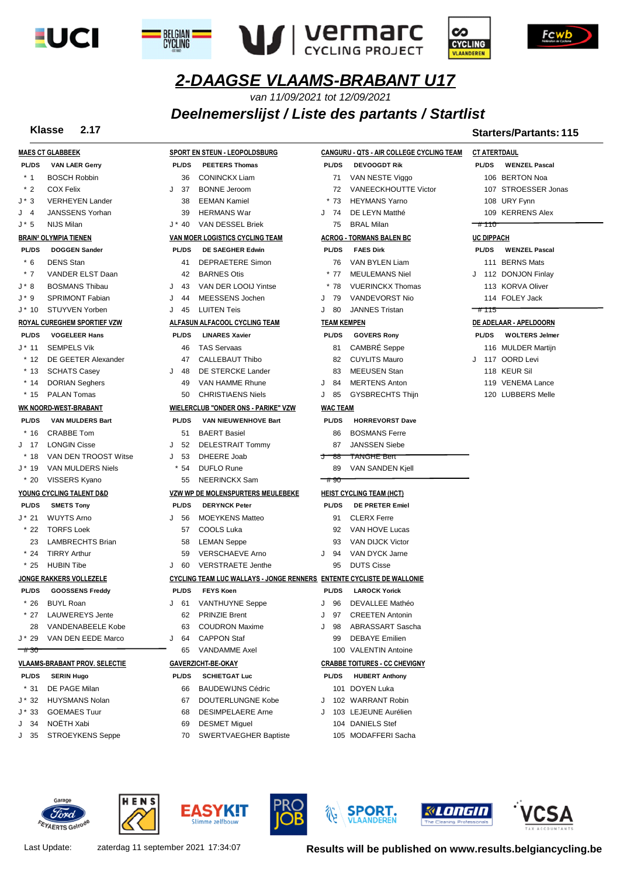# 2-DAAGSE VLAAMS-BRABANT U17

*van 11/09/2021 tot 12/09/2021*

## *Deelnemerslijst / Liste des partants / Startlist*

**Klasse 2.17**

**Starters/Partants: 115**

**MAES CT GLABBEEK**

| PL/DS | VAN LAER Gerry |
|---|---|
| * 1 | BOSCH Robbin |
| * 2 | COX Felix |
| J * 3 | VERHEYEN Lander |
| J 4 | JANSSENS Yorhan |
| J * 5 | NIJS Milan |

**BRAIN² OLYMPIA TIENEN**

| PL/DS | DOGGEN Sander |
|---|---|
| * 6 | DENS Stan |
| * 7 | VANDER ELST Daan |
| J * 8 | BOSMANS Thibau |
| J * 9 | SPRIMONT Fabian |
| J * 10 | STUYVEN Yorben |

**ROYAL CUREGHEM SPORTIEF VZW**

| PL/DS | VOGELEER Hans |
|---|---|
| J * 11 | SEMPELS Vik |
| * 12 | DE GEETER Alexander |
| * 13 | SCHATS Casey |
| * 14 | DORIAN Seghers |
| * 15 | PALAN Tomas |

**WK NOORD-WEST-BRABANT**

| PL/DS | VAN MULDERS Bart |
|---|---|
| * 16 | CRABBE Tom |
| J 17 | LONGIN Cisse |
| * 18 | VAN DEN TROOST Witse |
| J * 19 | VAN MULDERS Niels |
| * 20 | VISSERS Kyano |

**YOUNG CYCLING TALENT D&D**

| PL/DS | SMETS Tony |
|---|---|
| J * 21 | WUYTS Arno |
| * 22 | TORFS Loek |
| 23 | LAMBRECHTS Brian |
| * 24 | TIRRY Arthur |
| * 25 | HUBIN Tibe |

**JONGE RAKKERS VOLLEZELE**

| PL/DS | GOOSSENS Freddy |
|---|---|
| * 26 | BUYL Roan |
| * 27 | LAUWEREYS Jente |
| 28 | VANDENABEELE Kobe |
| J * 29 | VAN DEN EEDE Marco |
| ~~# 30~~ | |

**VLAAMS-BRABANT PROV. SELECTIE**

| PL/DS | SERIN Hugo |
|---|---|
| * 31 | DE PAGE Milan |
| J * 32 | HUYSMANS Nolan |
| J * 33 | GOEMAES Tuur |
| J 34 | NOËTH Xabi |
| J 35 | STROEYKENS Seppe |

**SPORT EN STEUN - LEOPOLDSBURG**

| PL/DS | PEETERS Thomas |
|---|---|
| 36 | CONINCKX Liam |
| J 37 | BONNE Jeroom |
| 38 | EEMAN Kamiel |
| 39 | HERMANS War |
| J * 40 | VAN DESSEL Briek |

**VAN MOER LOGISTICS CYCLING TEAM**

| PL/DS | DE SAEGHER Edwin |
|---|---|
| 41 | DEPRAETERE Simon |
| 42 | BARNES Otis |
| J 43 | VAN DER LOOIJ Yintse |
| J 44 | MEESSENS Jochen |
| J 45 | LUITEN Teis |

**ALFASUN ALFACOOL CYCLING TEAM**

| PL/DS | LINARES Xavier |
|---|---|
| 46 | TAS Servaas |
| 47 | CALLEBAUT Thibo |
| J 48 | DE STERCKE Lander |
| 49 | VAN HAMME Rhune |
| 50 | CHRISTIAENS Niels |

**WIELERCLUB "ONDER ONS - PARIKE" VZW**

| PL/DS | VAN NIEUWENHOVE Bart |
|---|---|
| 51 | BAERT Basiel |
| J 52 | DELESTRAIT Tommy |
| J 53 | DHEERE Joab |
| * 54 | DUFLO Rune |
| 55 | NEERINCKX Sam |

**VZW WP DE MOLENSPURTERS MEULEBEKE**

| PL/DS | DERYNCK Peter |
|---|---|
| J 56 | MOEYKENS Matteo |
| 57 | COOLS Luka |
| 58 | LEMAN Seppe |
| 59 | VERSCHAEVE Arno |
| J 60 | VERSTRAETE Jenthe |

**CYCLING TEAM LUC WALLAYS - JONGE RENNERS**

| PL/DS | FEYS Koen |
|---|---|
| J 61 | VANTHUYNE Seppe |
| 62 | PRINZIE Brent |
| 63 | COUDRON Maxime |
| J 64 | CAPPON Staf |
| 65 | VANDAMME Axel |

**GAVERZICHT-BE-OKAY**

| PL/DS | SCHIETGAT Luc |
|---|---|
| 66 | BAUDEWIJNS Cédric |
| 67 | DOUTERLUNGNE Kobe |
| 68 | DESIMPELAERE Arne |
| 69 | DESMET Miguel |
| 70 | SWERTVAEGHER Baptiste |

**CANGURU - QTS - AIR COLLEGE CYCLING TEAM**

| PL/DS | DEVOOGDT Rik |
|---|---|
| 71 | VAN NESTE Viggo |
| 72 | VANEECKHOUTTE Victor |
| * 73 | HEYMANS Yarno |
| J 74 | DE LEYN Matthé |
| 75 | BRAL Milan |

**ACROG - TORMANS BALEN BC**

| PL/DS | FAES Dirk |
|---|---|
| 76 | VAN BYLEN Liam |
| * 77 | MEULEMANS Niel |
| * 78 | VUERINCKX Thomas |
| J 79 | VANDEVORST Nio |
| J 80 | JANNES Tristan |

**TEAM KEMPEN**

| PL/DS | GOVERS Rony |
|---|---|
| 81 | CAMBRÉ Seppe |
| 82 | CUYLITS Mauro |
| 83 | MEEUSEN Stan |
| J 84 | MERTENS Anton |
| J 85 | GYSBRECHTS Thijn |

**WAC TEAM**

| PL/DS | HORREVORST Dave |
|---|---|
| 86 | BOSMANS Ferre |
| 87 | JANSSEN Siebe |
| ~~J 88~~ | ~~TANGHE Bert~~ |
| 89 | VAN SANDEN Kjell |
| ~~# 90~~ | |

**HEIST CYCLING TEAM (HCT)**

| PL/DS | DE PRETER Emiel |
|---|---|
| 91 | CLERX Ferre |
| 92 | VAN HOVE Lucas |
| 93 | VAN DIJCK Victor |
| J 94 | VAN DYCK Jarne |
| 95 | DUTS Cisse |

**ENTENTE CYCLISTE DE WALLONIE**

| PL/DS | LAROCK Yorick |
|---|---|
| J 96 | DEVALLEE Mathéo |
| J 97 | CREETEN Antonin |
| J 98 | ABRASSART Sascha |
| 99 | DEBAYE Emilien |
| 100 | VALENTIN Antoine |

**CRABBE TOITURES - CC CHEVIGNY**

| PL/DS | HUBERT Anthony |
|---|---|
| 101 | DOYEN Luka |
| J 102 | WARRANT Robin |
| J 103 | LEJEUNE Aurélien |
| 104 | DANIELS Stef |
| 105 | MODAFFERI Sacha |

**CT ATERTDAUL**

| PL/DS | WENZEL Pascal |
|---|---|
| 106 | BERTON Noa |
| 107 | STROESSER Jonas |
| 108 | URY Fynn |
| 109 | KERRENS Alex |
| ~~# 110~~ | |

**UC DIPPACH**

| PL/DS | WENZEL Pascal |
|---|---|
| 111 | BERNS Mats |
| J 112 | DONJON Finlay |
| 113 | KORVA Oliver |
| 114 | FOLEY Jack |
| ~~# 115~~ | |

**DE ADELAAR - APELDOORN**

| PL/DS | WOLTERS Jelmer |
|---|---|
| 116 | MULDER Martijn |
| J 117 | OORD Levi |
| 118 | KEUR Sil |
| 119 | VENEMA Lance |
| 120 | LUBBERS Melle |

Last Update: zaterdag 11 september 2021 17:34:07

**Results will be published on www.results.belgiancycling.be**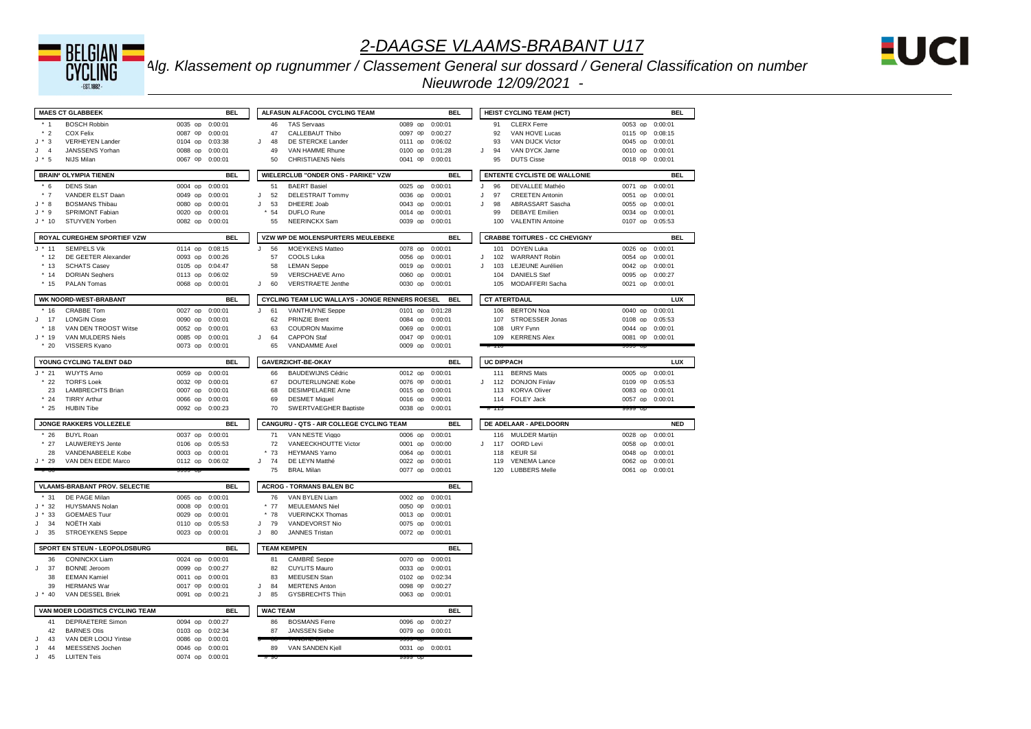# 2-DAAGSE VLAAMS-BRABANT U17

### Alg. Klassement op rugnummer / Classement General sur dossard / General Classification on number

### Nieuwrode 12/09/2021 -

| MAES CT GLABBEEK | | BEL | |
|---|---|---|---|
| * 1 | BOSCH Robbin | 0035 op | 0:00:01 |
| * 2 | COX Felix | 0087 op | 0:00:01 |
| J * 3 | VERHEYEN Lander | 0104 op | 0:03:38 |
| J 4 | JANSSENS Yorhan | 0088 op | 0:00:01 |
| J * 5 | NIJS Milan | 0067 op | 0:00:01 |

| BRAIN' OLYMPIA TIENEN | | BEL | |
|---|---|---|---|
| * 6 | DENS Stan | 0004 op | 0:00:01 |
| * 7 | VANDER ELST Daan | 0049 op | 0:00:01 |
| J * 8 | BOSMANS Thibau | 0080 op | 0:00:01 |
| J * 9 | SPRIMONT Fabian | 0020 op | 0:00:01 |
| J * 10 | STUYVEN Yorben | 0082 op | 0:00:01 |

| ROYAL CUREGHEM SPORTIEF VZW | | BEL | |
|---|---|---|---|
| J * 11 | SEMPELS Vik | 0114 op | 0:08:15 |
| * 12 | DE GEETER Alexander | 0093 op | 0:00:26 |
| * 13 | SCHATS Casey | 0105 op | 0:04:47 |
| * 14 | DORIAN Seghers | 0113 op | 0:06:02 |
| * 15 | PALAN Tomas | 0068 op | 0:00:01 |

| WK NOORD-WEST-BRABANT | | BEL | |
|---|---|---|---|
| * 16 | CRABBE Tom | 0027 op | 0:00:01 |
| J 17 | LONGIN Cisse | 0090 op | 0:00:01 |
| * 18 | VAN DEN TROOST Witse | 0052 op | 0:00:01 |
| J * 19 | VAN MULDERS Niels | 0085 op | 0:00:01 |
| * 20 | VISSERS Kyano | 0073 op | 0:00:01 |

| YOUNG CYCLING TALENT D&D | | BEL | |
|---|---|---|---|
| J * 21 | WUYTS Arno | 0059 op | 0:00:01 |
| * 22 | TORFS Loek | 0032 op | 0:00:01 |
| 23 | LAMBRECHTS Brian | 0007 op | 0:00:01 |
| * 24 | TIRRY Arthur | 0066 op | 0:00:01 |
| * 25 | HUBIN Tibe | 0092 op | 0:00:23 |

| JONGE RAKKERS VOLLEZELE | | BEL | |
|---|---|---|---|
| * 26 | BUYL Roan | 0037 op | 0:00:01 |
| * 27 | LAUWEREYS Jente | 0106 op | 0:05:53 |
| 28 | VANDENABEELE Kobe | 0003 op | 0:00:01 |
| J * 29 | VAN DEN EEDE Marco | 0112 op | 0:06:02 |

| VLAAMS-BRABANT PROV. SELECTIE | | BEL | |
|---|---|---|---|
| * 31 | DE PAGE Milan | 0065 op | 0:00:01 |
| J * 32 | HUYSMANS Nolan | 0008 op | 0:00:01 |
| J * 33 | GOEMAES Tuur | 0029 op | 0:00:01 |
| J 34 | NOËTH Xabi | 0110 op | 0:05:53 |
| J 35 | STROEYKENS Seppe | 0023 op | 0:00:01 |

| SPORT EN STEUN - LEOPOLDSBURG | | BEL | |
|---|---|---|---|
| 36 | CONINCKX Liam | 0024 op | 0:00:01 |
| J 37 | BONNE Jeroom | 0099 op | 0:00:27 |
| 38 | EEMAN Kamiel | 0011 op | 0:00:01 |
| 39 | HERMANS War | 0017 op | 0:00:01 |
| J * 40 | VAN DESSEL Briek | 0091 op | 0:00:21 |

| VAN MOER LOGISTICS CYCLING TEAM | | BEL | |
|---|---|---|---|
| 41 | DEPRAETERE Simon | 0094 op | 0:00:27 |
| 42 | BARNES Otis | 0103 op | 0:02:34 |
| J 43 | VAN DER LOOIJ Yintse | 0086 op | 0:00:01 |
| J 44 | MEESSENS Jochen | 0046 op | 0:00:01 |
| J 45 | LUITEN Teis | 0074 op | 0:00:01 |

| ALFASUN ALFACOOL CYCLING TEAM | | BEL | |
|---|---|---|---|
| 46 | TAS Servaas | 0089 op | 0:00:01 |
| 47 | CALLEBAUT Thibo | 0097 op | 0:00:27 |
| J 48 | DE STERCKE Lander | 0111 op | 0:06:02 |
| 49 | VAN HAMME Rhune | 0100 op | 0:01:28 |
| 50 | CHRISTIAENS Niels | 0041 op | 0:00:01 |

| WIELERCLUB "ONDER ONS - PARIKE" VZW | | BEL | |
|---|---|---|---|
| 51 | BAERT Basiel | 0025 op | 0:00:01 |
| J 52 | DELESTRAIT Tommy | 0036 op | 0:00:01 |
| J 53 | DHEERE Joab | 0043 op | 0:00:01 |
| * 54 | DUFLO Rune | 0014 op | 0:00:01 |
| 55 | NEERINCKX Sam | 0039 op | 0:00:01 |

| VZW WP DE MOLENSPURTERS MEULEBEKE | | BEL | |
|---|---|---|---|
| J 56 | MOEYKENS Matteo | 0078 op | 0:00:01 |
| 57 | COOLS Luka | 0056 op | 0:00:01 |
| 58 | LEMAN Seppe | 0019 op | 0:00:01 |
| 59 | VERSCHAEVE Arno | 0060 op | 0:00:01 |
| J 60 | VERSTRAETE Jenthe | 0030 op | 0:00:01 |

| CYCLING TEAM LUC WALLAYS - JONGE RENNERS ROESELARE | | BEL | |
|---|---|---|---|
| J 61 | VANTHUYNE Seppe | 0101 op | 0:01:28 |
| 62 | PRINZIE Brent | 0084 op | 0:00:01 |
| 63 | COUDRON Maxime | 0069 op | 0:00:01 |
| J 64 | CAPPON Staf | 0047 op | 0:00:01 |
| 65 | VANDAMME Axel | 0009 op | 0:00:01 |

| GAVERZICHT-BE-OKAY | | BEL | |
|---|---|---|---|
| 66 | BAUDEWIJNS Cédric | 0012 op | 0:00:01 |
| 67 | DOUTERLUNGNE Kobe | 0076 op | 0:00:01 |
| 68 | DESIMPELAERE Arne | 0015 op | 0:00:01 |
| 69 | DESMET Miquel | 0016 op | 0:00:01 |
| 70 | SWERTVAEGHER Baptiste | 0038 op | 0:00:01 |

| CANGURU - QTS - AIR COLLEGE CYCLING TEAM | | BEL | |
|---|---|---|---|
| 71 | VAN NESTE Viggo | 0006 op | 0:00:01 |
| 72 | VANEECKHOUTTE Victor | 0001 op | 0:00:00 |
| * 73 | HEYMANS Yarno | 0064 op | 0:00:01 |
| J 74 | DE LEYN Matthé | 0022 op | 0:00:01 |
| 75 | BRAL Milan | 0077 op | 0:00:01 |

| ACROG - TORMANS BALEN BC | | BEL | |
|---|---|---|---|
| 76 | VAN BYLEN Liam | 0002 op | 0:00:01 |
| * 77 | MEULEMANS Niel | 0050 op | 0:00:01 |
| * 78 | VUERINCKX Thomas | 0013 op | 0:00:01 |
| J 79 | VANDEVORST Nio | 0075 op | 0:00:01 |
| J 80 | JANNES Tristan | 0072 op | 0:00:01 |

| TEAM KEMPEN | | BEL | |
|---|---|---|---|
| 81 | CAMBRÉ Seppe | 0070 op | 0:00:01 |
| 82 | CUYLITS Mauro | 0033 op | 0:00:01 |
| 83 | MEEUSEN Stan | 0102 op | 0:02:34 |
| J 84 | MERTENS Anton | 0098 op | 0:00:27 |
| J 85 | GYSBRECHTS Thijn | 0063 op | 0:00:01 |

| WAC TEAM | | BEL | |
|---|---|---|---|
| 86 | BOSMANS Ferre | 0096 op | 0:00:27 |
| 87 | JANSSEN Siebe | 0079 op | 0:00:01 |
| 89 | VAN SANDEN Kjell | 0031 op | 0:00:01 |

| HEIST CYCLING TEAM (HCT) | | BEL | |
|---|---|---|---|
| 91 | CLERX Ferre | 0053 op | 0:00:01 |
| 92 | VAN HOVE Lucas | 0115 op | 0:08:15 |
| 93 | VAN DIJCK Victor | 0045 op | 0:00:01 |
| J 94 | VAN DYCK Jarne | 0010 op | 0:00:01 |
| 95 | DUTS Cisse | 0018 op | 0:00:01 |

| ENTENTE CYCLISTE DE WALLONIE | | BEL | |
|---|---|---|---|
| J 96 | DEVALLEE Mathéo | 0071 op | 0:00:01 |
| J 97 | CREETEN Antonin | 0051 op | 0:00:01 |
| J 98 | ABRASSART Sascha | 0055 op | 0:00:01 |
| 99 | DEBAYE Emilien | 0034 op | 0:00:01 |
| 100 | VALENTIN Antoine | 0107 op | 0:05:53 |

| CRABBE TOITURES - CC CHEVIGNY | | BEL | |
|---|---|---|---|
| 101 | DOYEN Luka | 0026 op | 0:00:01 |
| J 102 | WARRANT Robin | 0054 op | 0:00:01 |
| J 103 | LEJEUNE Aurélien | 0042 op | 0:00:01 |
| 104 | DANIELS Stef | 0095 op | 0:00:27 |
| 105 | MODAFFERI Sacha | 0021 op | 0:00:01 |

| CT ATERTDAUL | | LUX | |
|---|---|---|---|
| 106 | BERTON Noa | 0040 op | 0:00:01 |
| 107 | STROESSER Jonas | 0108 op | 0:05:53 |
| 108 | URY Fynn | 0044 op | 0:00:01 |
| 109 | KERRENS Alex | 0081 op | 0:00:01 |

| UC DIPPACH | | LUX | |
|---|---|---|---|
| 111 | BERNS Mats | 0005 op | 0:00:01 |
| J 112 | DONJON Finlay | 0109 op | 0:05:53 |
| 113 | KORVA Oliver | 0083 op | 0:00:01 |
| 114 | FOLEY Jack | 0057 op | 0:00:01 |

| DE ADELAAR - APELDOORN | | NED | |
|---|---|---|---|
| 116 | MULDER Martijn | 0028 op | 0:00:01 |
| J 117 | OORD Levi | 0058 op | 0:00:01 |
| 118 | KEUR Sil | 0048 op | 0:00:01 |
| 119 | VENEMA Lance | 0062 op | 0:00:01 |
| 120 | LUBBERS Melle | 0061 op | 0:00:01 |